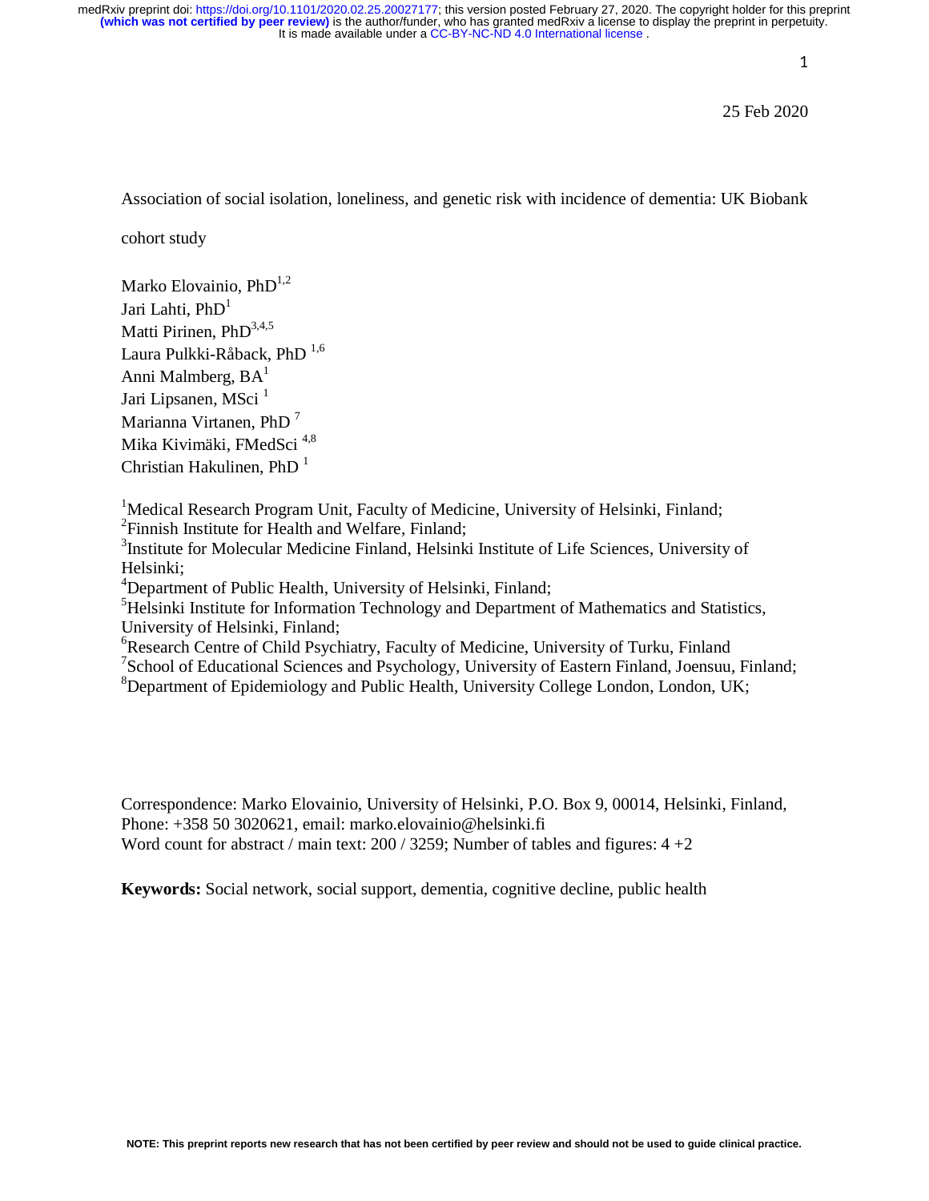25 Feb 2020

# Association of social isolation, loneliness, and genetic risk with incidence of dementia: UK Biobank cohort study

Marko Elovainio, PhD[1,2]
Jari Lahti, PhD[1]
Matti Pirinen, PhD[3,4,5]
Laura Pulkki-Råback, PhD [1,6]
Anni Malmberg, BA[1]
Jari Lipsanen, MSci [1]
Marianna Virtanen, PhD [7]
Mika Kivimäki, FMedSci [4,8]
Christian Hakulinen, PhD [1]

[1]Medical Research Program Unit, Faculty of Medicine, University of Helsinki, Finland;
[2]Finnish Institute for Health and Welfare, Finland;
[3]Institute for Molecular Medicine Finland, Helsinki Institute of Life Sciences, University of Helsinki;
[4]Department of Public Health, University of Helsinki, Finland;
[5]Helsinki Institute for Information Technology and Department of Mathematics and Statistics, University of Helsinki, Finland;
[6]Research Centre of Child Psychiatry, Faculty of Medicine, University of Turku, Finland
[7]School of Educational Sciences and Psychology, University of Eastern Finland, Joensuu, Finland;
[8]Department of Epidemiology and Public Health, University College London, London, UK;

Correspondence: Marko Elovainio, University of Helsinki, P.O. Box 9, 00014, Helsinki, Finland, Phone: +358 50 3020621, email: marko.elovainio@helsinki.fi
Word count for abstract / main text: 200 / 3259; Number of tables and figures: 4 +2

**Keywords:** Social network, social support, dementia, cognitive decline, public health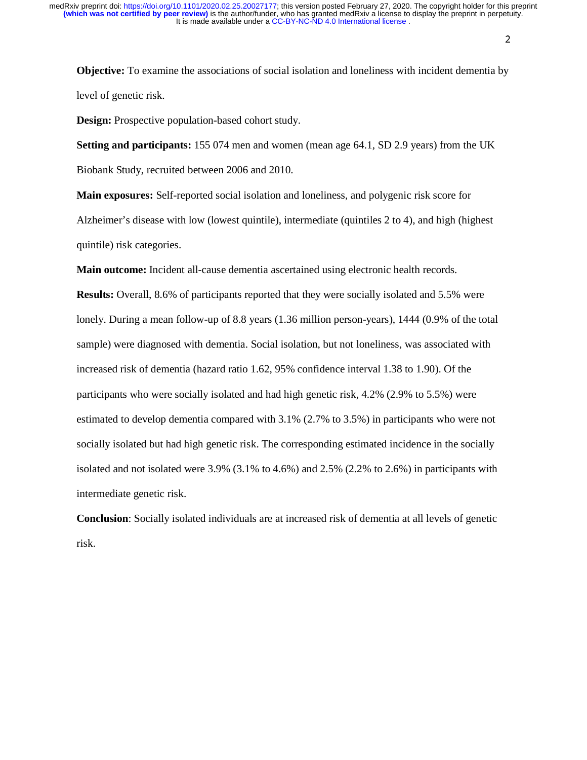**Objective:** To examine the associations of social isolation and loneliness with incident dementia by level of genetic risk.

**Design:** Prospective population-based cohort study.

**Setting and participants:** 155 074 men and women (mean age 64.1, SD 2.9 years) from the UK Biobank Study, recruited between 2006 and 2010.

**Main exposures:** Self-reported social isolation and loneliness, and polygenic risk score for Alzheimer's disease with low (lowest quintile), intermediate (quintiles 2 to 4), and high (highest quintile) risk categories.

**Main outcome:** Incident all-cause dementia ascertained using electronic health records.

**Results:** Overall, 8.6% of participants reported that they were socially isolated and 5.5% were lonely. During a mean follow-up of 8.8 years (1.36 million person-years), 1444 (0.9% of the total sample) were diagnosed with dementia. Social isolation, but not loneliness, was associated with increased risk of dementia (hazard ratio 1.62, 95% confidence interval 1.38 to 1.90). Of the participants who were socially isolated and had high genetic risk, 4.2% (2.9% to 5.5%) were estimated to develop dementia compared with 3.1% (2.7% to 3.5%) in participants who were not socially isolated but had high genetic risk. The corresponding estimated incidence in the socially isolated and not isolated were 3.9% (3.1% to 4.6%) and 2.5% (2.2% to 2.6%) in participants with intermediate genetic risk.

**Conclusion**: Socially isolated individuals are at increased risk of dementia at all levels of genetic risk.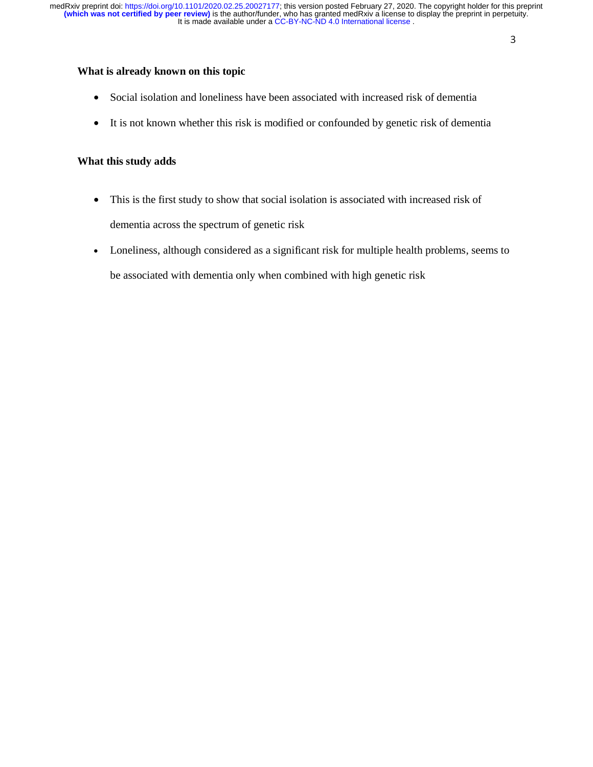**What is already known on this topic**

- Social isolation and loneliness have been associated with increased risk of dementia
- It is not known whether this risk is modified or confounded by genetic risk of dementia

**What this study adds**

- This is the first study to show that social isolation is associated with increased risk of dementia across the spectrum of genetic risk
- Loneliness, although considered as a significant risk for multiple health problems, seems to be associated with dementia only when combined with high genetic risk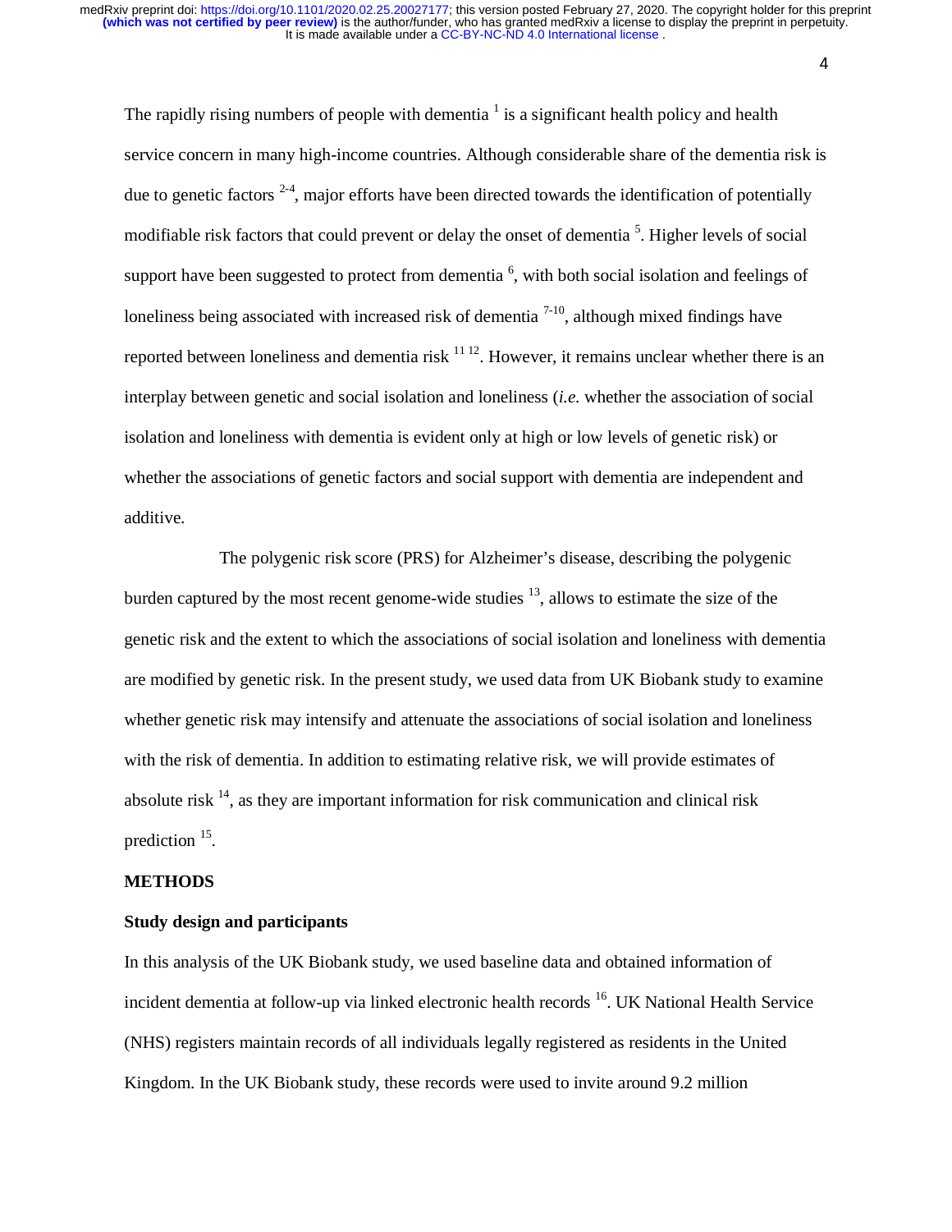The rapidly rising numbers of people with dementia [1] is a significant health policy and health service concern in many high-income countries. Although considerable share of the dementia risk is due to genetic factors [2-4], major efforts have been directed towards the identification of potentially modifiable risk factors that could prevent or delay the onset of dementia [5]. Higher levels of social support have been suggested to protect from dementia [6], with both social isolation and feelings of loneliness being associated with increased risk of dementia [7-10], although mixed findings have reported between loneliness and dementia risk [11 12]. However, it remains unclear whether there is an interplay between genetic and social isolation and loneliness (*i.e.* whether the association of social isolation and loneliness with dementia is evident only at high or low levels of genetic risk) or whether the associations of genetic factors and social support with dementia are independent and additive.

The polygenic risk score (PRS) for Alzheimer's disease, describing the polygenic burden captured by the most recent genome-wide studies [13], allows to estimate the size of the genetic risk and the extent to which the associations of social isolation and loneliness with dementia are modified by genetic risk. In the present study, we used data from UK Biobank study to examine whether genetic risk may intensify and attenuate the associations of social isolation and loneliness with the risk of dementia. In addition to estimating relative risk, we will provide estimates of absolute risk [14], as they are important information for risk communication and clinical risk prediction [15].

## METHODS

### Study design and participants

In this analysis of the UK Biobank study, we used baseline data and obtained information of incident dementia at follow-up via linked electronic health records [16]. UK National Health Service (NHS) registers maintain records of all individuals legally registered as residents in the United Kingdom. In the UK Biobank study, these records were used to invite around 9.2 million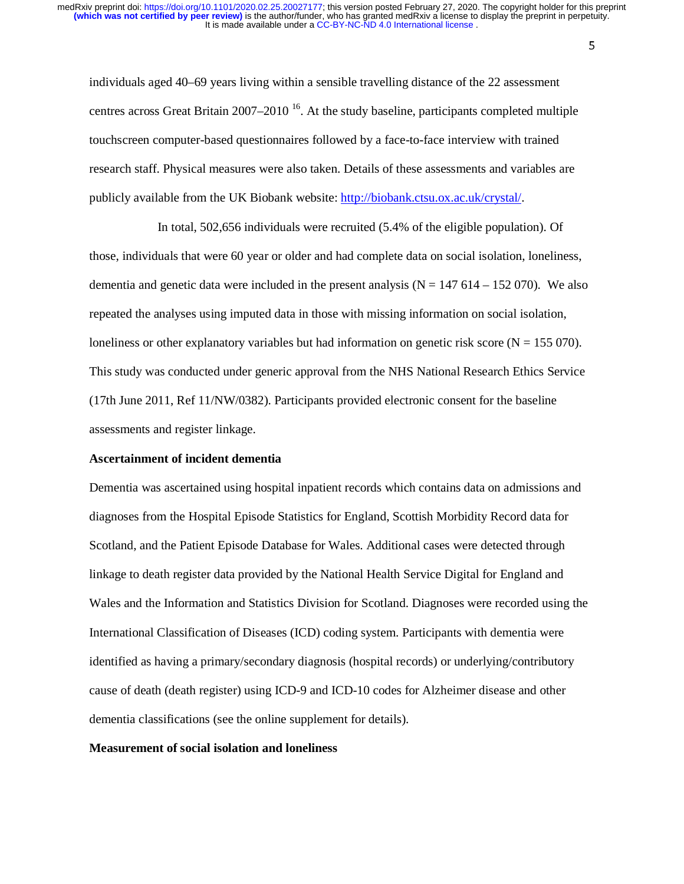individuals aged 40–69 years living within a sensible travelling distance of the 22 assessment centres across Great Britain 2007–2010 [16]. At the study baseline, participants completed multiple touchscreen computer-based questionnaires followed by a face-to-face interview with trained research staff. Physical measures were also taken. Details of these assessments and variables are publicly available from the UK Biobank website: http://biobank.ctsu.ox.ac.uk/crystal/.

In total, 502,656 individuals were recruited (5.4% of the eligible population). Of those, individuals that were 60 year or older and had complete data on social isolation, loneliness, dementia and genetic data were included in the present analysis (N = 147 614 – 152 070). We also repeated the analyses using imputed data in those with missing information on social isolation, loneliness or other explanatory variables but had information on genetic risk score (N = 155 070). This study was conducted under generic approval from the NHS National Research Ethics Service (17th June 2011, Ref 11/NW/0382). Participants provided electronic consent for the baseline assessments and register linkage.

**Ascertainment of incident dementia**

Dementia was ascertained using hospital inpatient records which contains data on admissions and diagnoses from the Hospital Episode Statistics for England, Scottish Morbidity Record data for Scotland, and the Patient Episode Database for Wales. Additional cases were detected through linkage to death register data provided by the National Health Service Digital for England and Wales and the Information and Statistics Division for Scotland. Diagnoses were recorded using the International Classification of Diseases (ICD) coding system. Participants with dementia were identified as having a primary/secondary diagnosis (hospital records) or underlying/contributory cause of death (death register) using ICD-9 and ICD-10 codes for Alzheimer disease and other dementia classifications (see the online supplement for details).

**Measurement of social isolation and loneliness**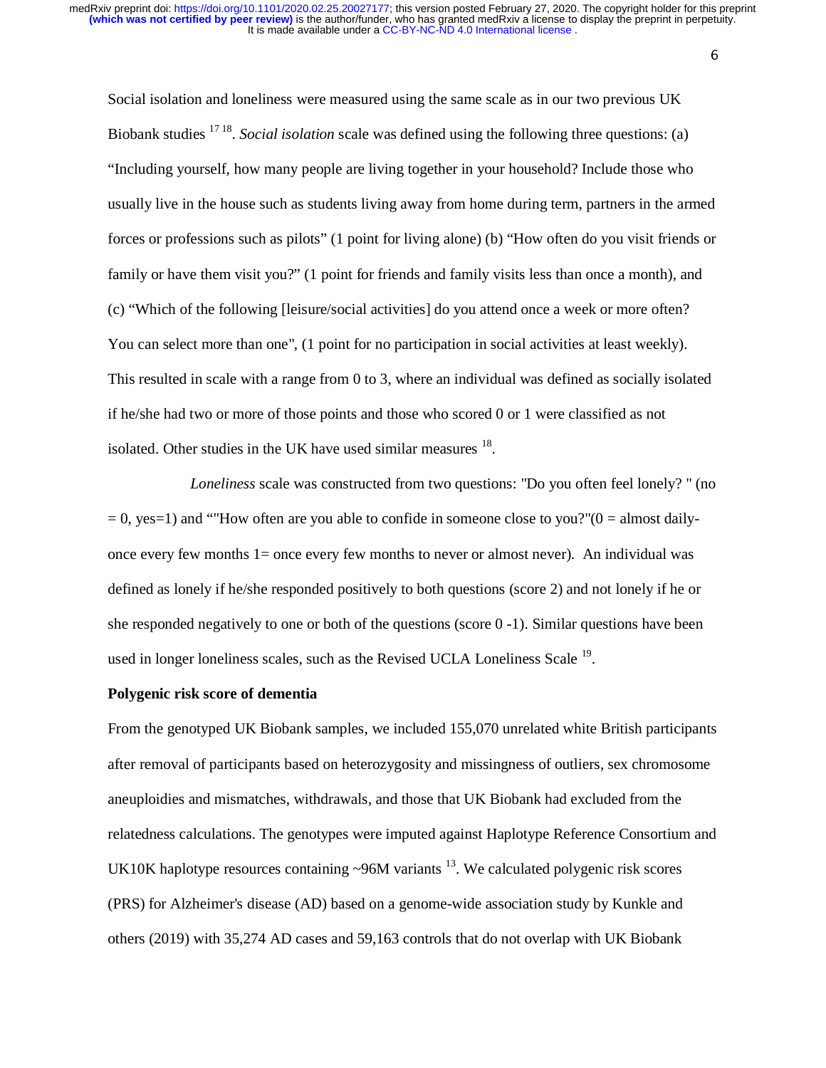Social isolation and loneliness were measured using the same scale as in our two previous UK Biobank studies [17 18]. *Social isolation* scale was defined using the following three questions: (a) “Including yourself, how many people are living together in your household? Include those who usually live in the house such as students living away from home during term, partners in the armed forces or professions such as pilots” (1 point for living alone) (b) “How often do you visit friends or family or have them visit you?” (1 point for friends and family visits less than once a month), and (c) “Which of the following [leisure/social activities] do you attend once a week or more often? You can select more than one", (1 point for no participation in social activities at least weekly). This resulted in scale with a range from 0 to 3, where an individual was defined as socially isolated if he/she had two or more of those points and those who scored 0 or 1 were classified as not isolated. Other studies in the UK have used similar measures [18].

*Loneliness* scale was constructed from two questions: "Do you often feel lonely? " (no = 0, yes=1) and “"How often are you able to confide in someone close to you?"(0 = almost daily-once every few months 1= once every few months to never or almost never). An individual was defined as lonely if he/she responded positively to both questions (score 2) and not lonely if he or she responded negatively to one or both of the questions (score 0 -1). Similar questions have been used in longer loneliness scales, such as the Revised UCLA Loneliness Scale [19].

**Polygenic risk score of dementia**

From the genotyped UK Biobank samples, we included 155,070 unrelated white British participants after removal of participants based on heterozygosity and missingness of outliers, sex chromosome aneuploidies and mismatches, withdrawals, and those that UK Biobank had excluded from the relatedness calculations. The genotypes were imputed against Haplotype Reference Consortium and UK10K haplotype resources containing ~96M variants [13]. We calculated polygenic risk scores (PRS) for Alzheimer's disease (AD) based on a genome-wide association study by Kunkle and others (2019) with 35,274 AD cases and 59,163 controls that do not overlap with UK Biobank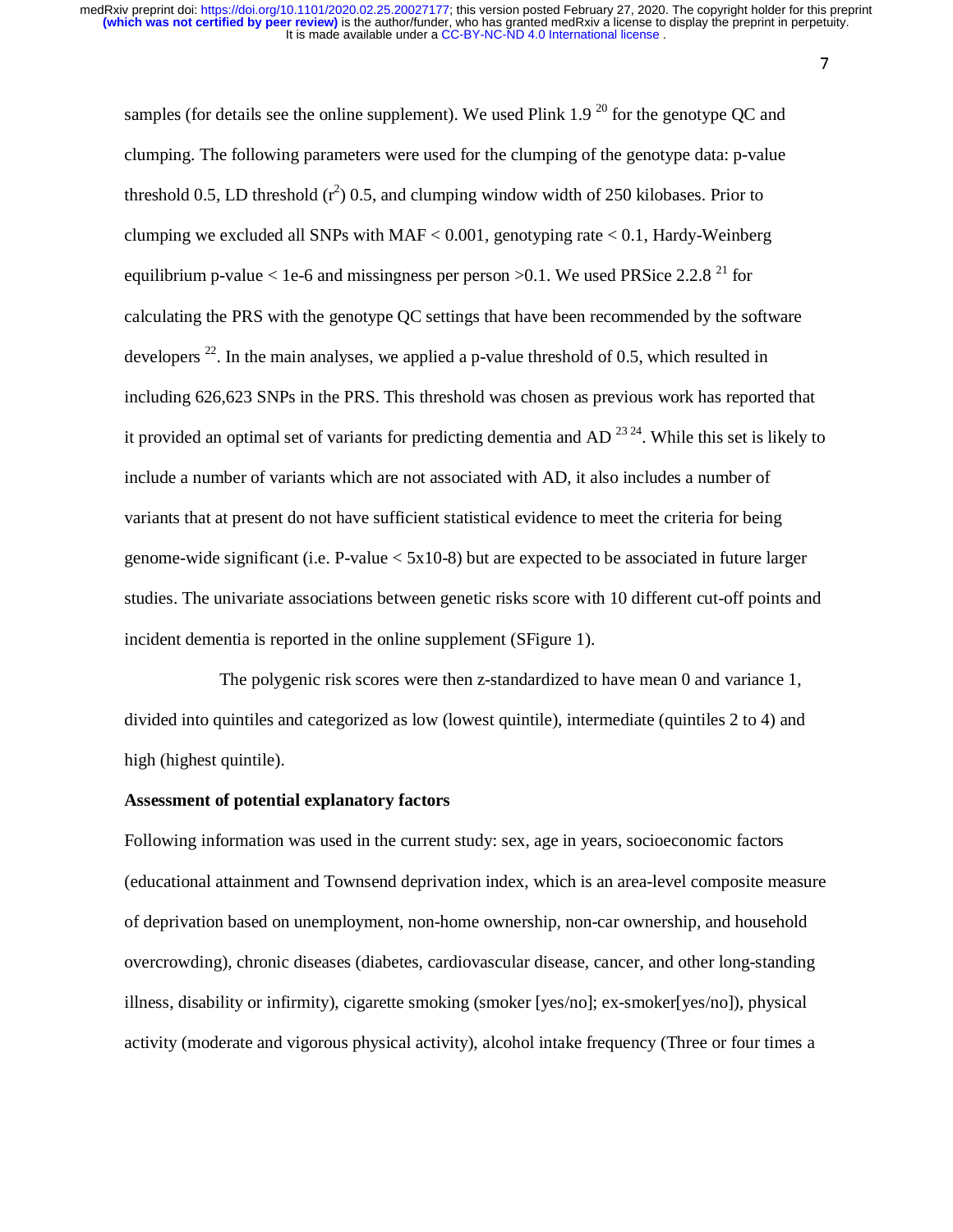samples (for details see the online supplement). We used Plink 1.9 [20] for the genotype QC and clumping. The following parameters were used for the clumping of the genotype data: p-value threshold 0.5, LD threshold ($r^2$) 0.5, and clumping window width of 250 kilobases. Prior to clumping we excluded all SNPs with MAF < 0.001, genotyping rate < 0.1, Hardy-Weinberg equilibrium p-value < 1e-6 and missingness per person >0.1. We used PRSice 2.2.8 [21] for calculating the PRS with the genotype QC settings that have been recommended by the software developers [22]. In the main analyses, we applied a p-value threshold of 0.5, which resulted in including 626,623 SNPs in the PRS. This threshold was chosen as previous work has reported that it provided an optimal set of variants for predicting dementia and AD [23 24]. While this set is likely to include a number of variants which are not associated with AD, it also includes a number of variants that at present do not have sufficient statistical evidence to meet the criteria for being genome-wide significant (i.e. P-value < 5x10-8) but are expected to be associated in future larger studies. The univariate associations between genetic risks score with 10 different cut-off points and incident dementia is reported in the online supplement (SFigure 1).

The polygenic risk scores were then z-standardized to have mean 0 and variance 1, divided into quintiles and categorized as low (lowest quintile), intermediate (quintiles 2 to 4) and high (highest quintile).

**Assessment of potential explanatory factors**

Following information was used in the current study: sex, age in years, socioeconomic factors (educational attainment and Townsend deprivation index, which is an area-level composite measure of deprivation based on unemployment, non-home ownership, non-car ownership, and household overcrowding), chronic diseases (diabetes, cardiovascular disease, cancer, and other long-standing illness, disability or infirmity), cigarette smoking (smoker [yes/no]; ex-smoker[yes/no]), physical activity (moderate and vigorous physical activity), alcohol intake frequency (Three or four times a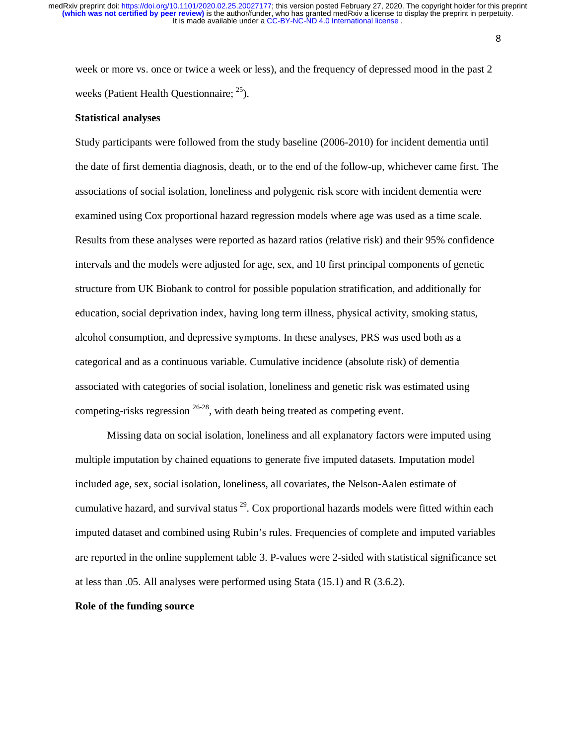week or more vs. once or twice a week or less), and the frequency of depressed mood in the past 2 weeks (Patient Health Questionnaire; [25]).

**Statistical analyses**

Study participants were followed from the study baseline (2006-2010) for incident dementia until the date of first dementia diagnosis, death, or to the end of the follow-up, whichever came first. The associations of social isolation, loneliness and polygenic risk score with incident dementia were examined using Cox proportional hazard regression models where age was used as a time scale. Results from these analyses were reported as hazard ratios (relative risk) and their 95% confidence intervals and the models were adjusted for age, sex, and 10 first principal components of genetic structure from UK Biobank to control for possible population stratification, and additionally for education, social deprivation index, having long term illness, physical activity, smoking status, alcohol consumption, and depressive symptoms. In these analyses, PRS was used both as a categorical and as a continuous variable. Cumulative incidence (absolute risk) of dementia associated with categories of social isolation, loneliness and genetic risk was estimated using competing-risks regression [26-28], with death being treated as competing event.

Missing data on social isolation, loneliness and all explanatory factors were imputed using multiple imputation by chained equations to generate five imputed datasets. Imputation model included age, sex, social isolation, loneliness, all covariates, the Nelson-Aalen estimate of cumulative hazard, and survival status [29]. Cox proportional hazards models were fitted within each imputed dataset and combined using Rubin's rules. Frequencies of complete and imputed variables are reported in the online supplement table 3. P-values were 2-sided with statistical significance set at less than .05. All analyses were performed using Stata (15.1) and R (3.6.2).

**Role of the funding source**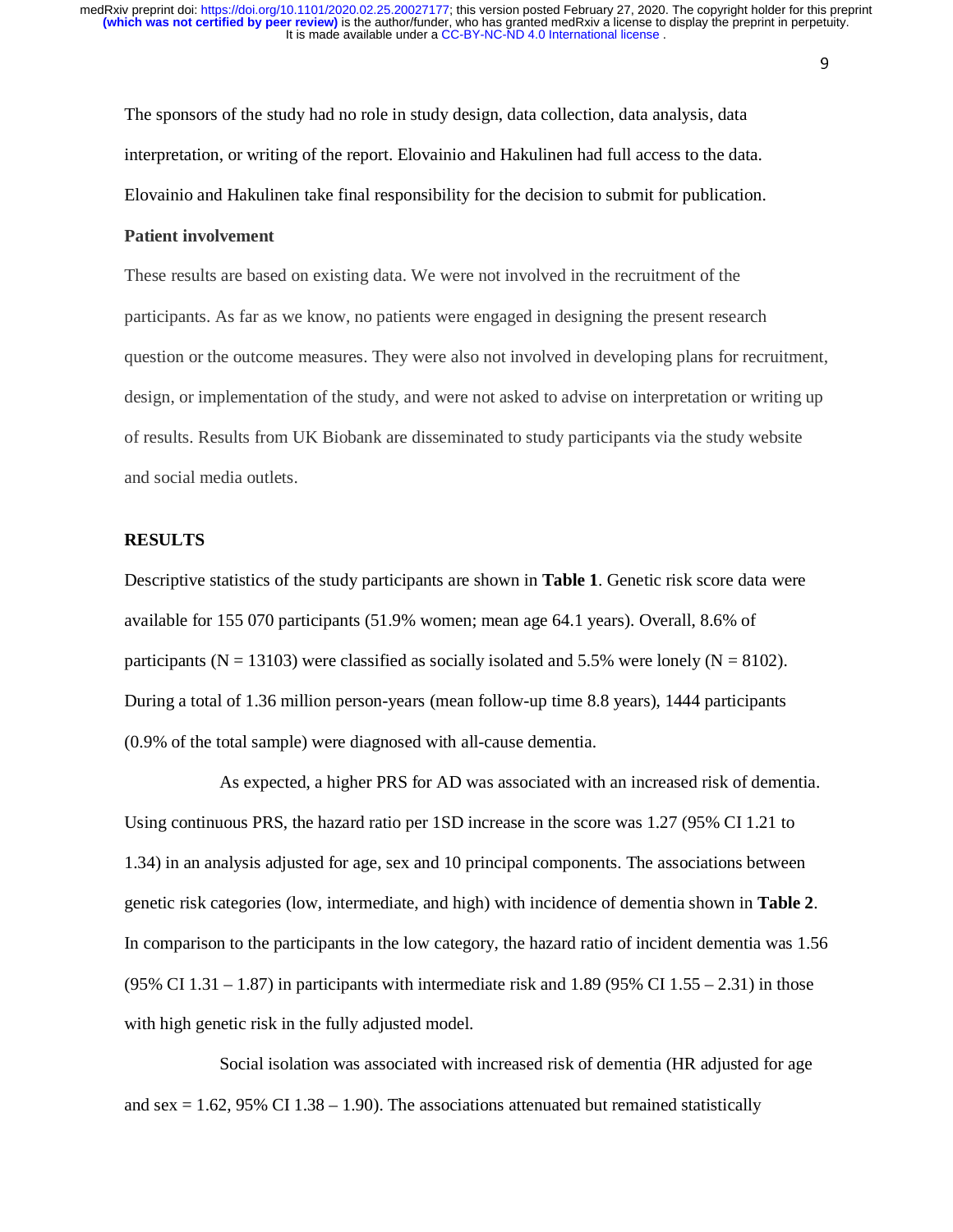The sponsors of the study had no role in study design, data collection, data analysis, data interpretation, or writing of the report. Elovainio and Hakulinen had full access to the data. Elovainio and Hakulinen take final responsibility for the decision to submit for publication.

**Patient involvement**

These results are based on existing data. We were not involved in the recruitment of the participants. As far as we know, no patients were engaged in designing the present research question or the outcome measures. They were also not involved in developing plans for recruitment, design, or implementation of the study, and were not asked to advise on interpretation or writing up of results. Results from UK Biobank are disseminated to study participants via the study website and social media outlets.

## RESULTS

Descriptive statistics of the study participants are shown in **Table 1**. Genetic risk score data were available for 155 070 participants (51.9% women; mean age 64.1 years). Overall, 8.6% of participants (N = 13103) were classified as socially isolated and 5.5% were lonely (N = 8102). During a total of 1.36 million person-years (mean follow-up time 8.8 years), 1444 participants (0.9% of the total sample) were diagnosed with all-cause dementia.

As expected, a higher PRS for AD was associated with an increased risk of dementia. Using continuous PRS, the hazard ratio per 1SD increase in the score was 1.27 (95% CI 1.21 to 1.34) in an analysis adjusted for age, sex and 10 principal components. The associations between genetic risk categories (low, intermediate, and high) with incidence of dementia shown in **Table 2**. In comparison to the participants in the low category, the hazard ratio of incident dementia was 1.56 (95% CI 1.31 – 1.87) in participants with intermediate risk and 1.89 (95% CI 1.55 – 2.31) in those with high genetic risk in the fully adjusted model.

Social isolation was associated with increased risk of dementia (HR adjusted for age and sex = 1.62, 95% CI 1.38 – 1.90). The associations attenuated but remained statistically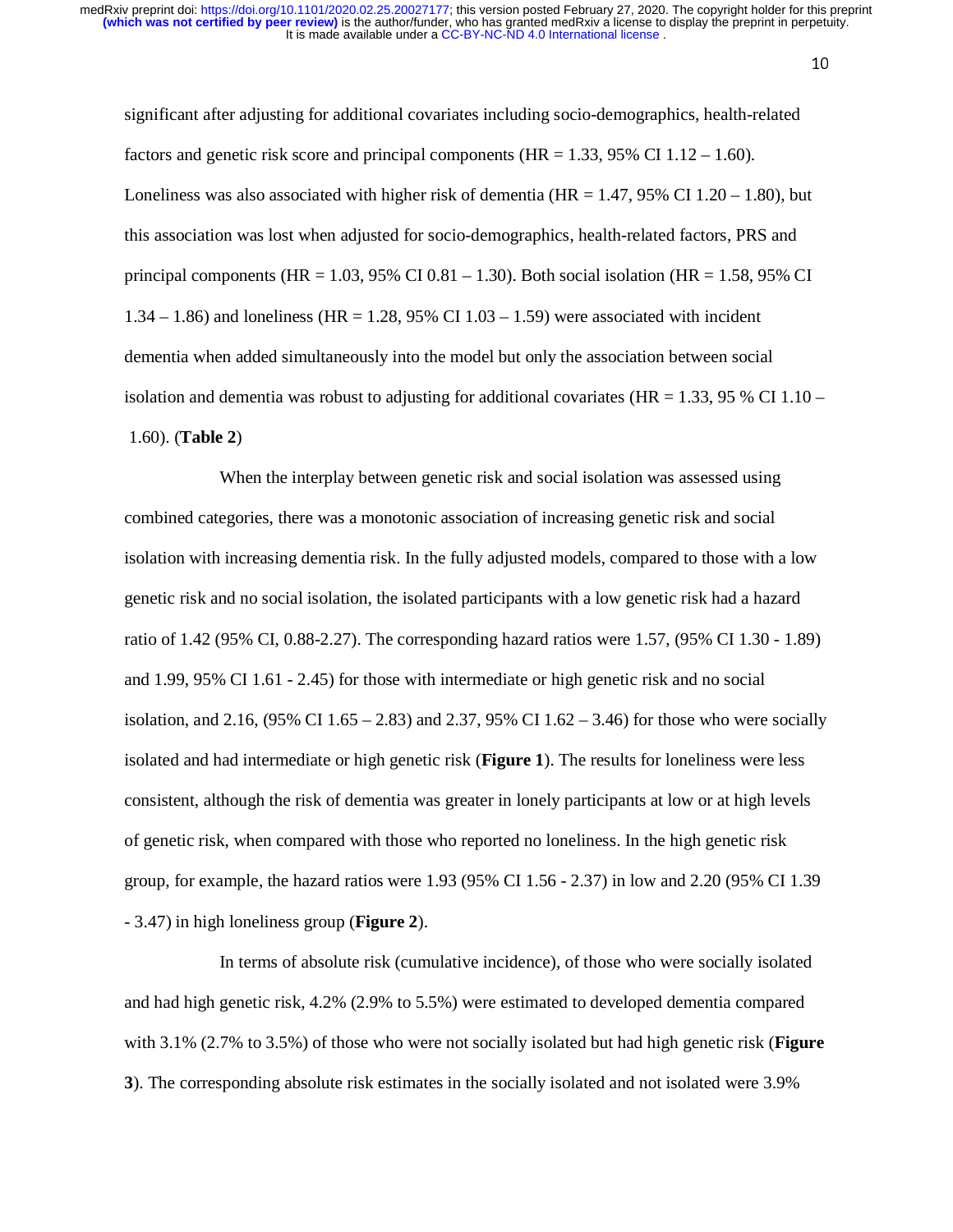significant after adjusting for additional covariates including socio-demographics, health-related factors and genetic risk score and principal components (HR = 1.33, 95% CI 1.12 – 1.60). Loneliness was also associated with higher risk of dementia (HR = 1.47, 95% CI 1.20 – 1.80), but this association was lost when adjusted for socio-demographics, health-related factors, PRS and principal components (HR = 1.03, 95% CI 0.81 – 1.30). Both social isolation (HR = 1.58, 95% CI 1.34 – 1.86) and loneliness (HR = 1.28, 95% CI 1.03 – 1.59) were associated with incident dementia when added simultaneously into the model but only the association between social isolation and dementia was robust to adjusting for additional covariates (HR = 1.33, 95 % CI 1.10 – 1.60). (**Table 2**)

When the interplay between genetic risk and social isolation was assessed using combined categories, there was a monotonic association of increasing genetic risk and social isolation with increasing dementia risk. In the fully adjusted models, compared to those with a low genetic risk and no social isolation, the isolated participants with a low genetic risk had a hazard ratio of 1.42 (95% CI, 0.88-2.27). The corresponding hazard ratios were 1.57, (95% CI 1.30 - 1.89) and 1.99, 95% CI 1.61 - 2.45) for those with intermediate or high genetic risk and no social isolation, and 2.16, (95% CI 1.65 – 2.83) and 2.37, 95% CI 1.62 – 3.46) for those who were socially isolated and had intermediate or high genetic risk (**Figure 1**). The results for loneliness were less consistent, although the risk of dementia was greater in lonely participants at low or at high levels of genetic risk, when compared with those who reported no loneliness. In the high genetic risk group, for example, the hazard ratios were 1.93 (95% CI 1.56 - 2.37) in low and 2.20 (95% CI 1.39 - 3.47) in high loneliness group (**Figure 2**).

In terms of absolute risk (cumulative incidence), of those who were socially isolated and had high genetic risk, 4.2% (2.9% to 5.5%) were estimated to developed dementia compared with 3.1% (2.7% to 3.5%) of those who were not socially isolated but had high genetic risk (**Figure 3**). The corresponding absolute risk estimates in the socially isolated and not isolated were 3.9%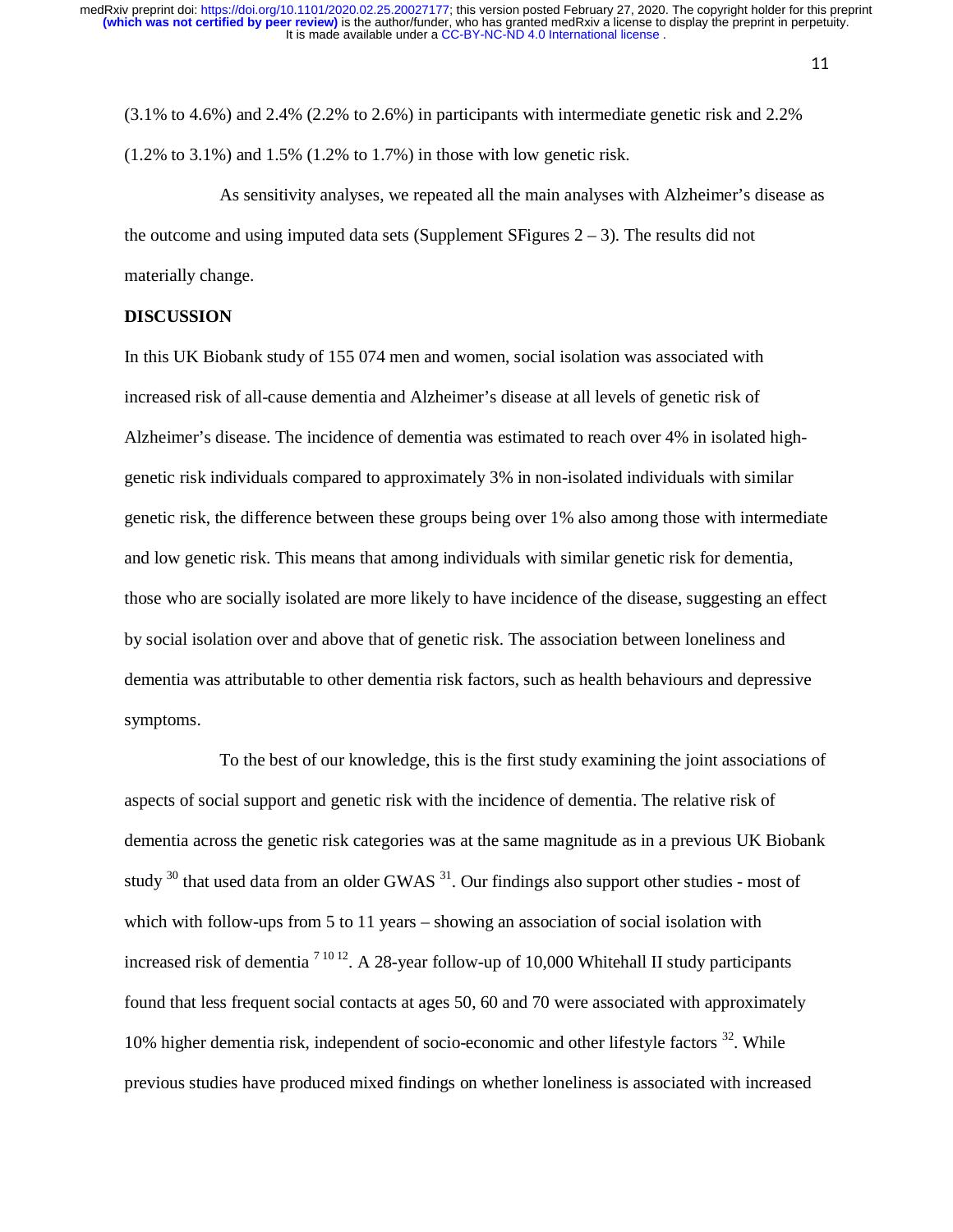(3.1% to 4.6%) and 2.4% (2.2% to 2.6%) in participants with intermediate genetic risk and 2.2% (1.2% to 3.1%) and 1.5% (1.2% to 1.7%) in those with low genetic risk.

As sensitivity analyses, we repeated all the main analyses with Alzheimer's disease as the outcome and using imputed data sets (Supplement SFigures 2 – 3). The results did not materially change.

## DISCUSSION

In this UK Biobank study of 155 074 men and women, social isolation was associated with increased risk of all-cause dementia and Alzheimer's disease at all levels of genetic risk of Alzheimer's disease. The incidence of dementia was estimated to reach over 4% in isolated high-genetic risk individuals compared to approximately 3% in non-isolated individuals with similar genetic risk, the difference between these groups being over 1% also among those with intermediate and low genetic risk. This means that among individuals with similar genetic risk for dementia, those who are socially isolated are more likely to have incidence of the disease, suggesting an effect by social isolation over and above that of genetic risk. The association between loneliness and dementia was attributable to other dementia risk factors, such as health behaviours and depressive symptoms.

To the best of our knowledge, this is the first study examining the joint associations of aspects of social support and genetic risk with the incidence of dementia. The relative risk of dementia across the genetic risk categories was at the same magnitude as in a previous UK Biobank study [30] that used data from an older GWAS [31]. Our findings also support other studies - most of which with follow-ups from 5 to 11 years – showing an association of social isolation with increased risk of dementia [7 10 12]. A 28-year follow-up of 10,000 Whitehall II study participants found that less frequent social contacts at ages 50, 60 and 70 were associated with approximately 10% higher dementia risk, independent of socio-economic and other lifestyle factors [32]. While previous studies have produced mixed findings on whether loneliness is associated with increased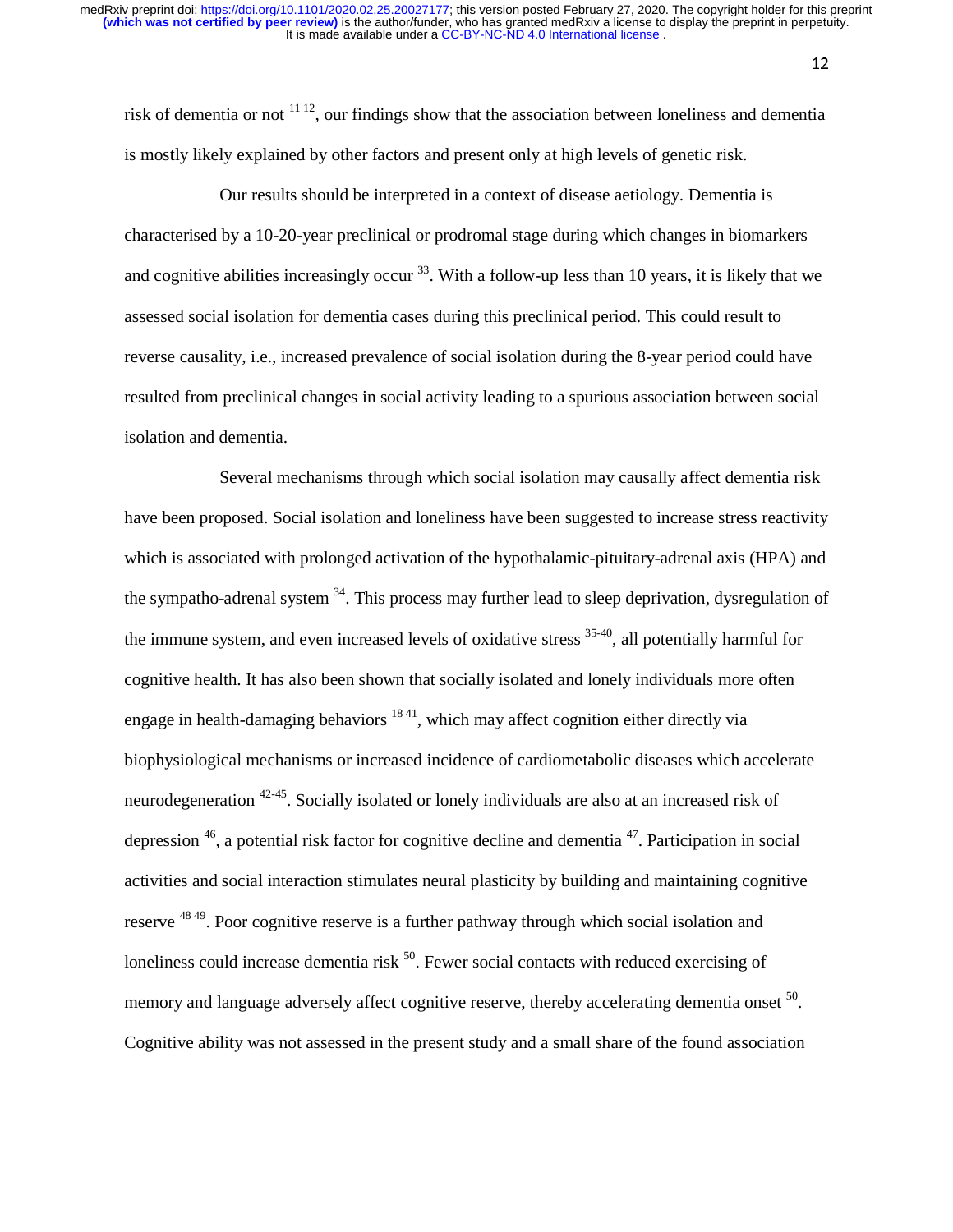risk of dementia or not [11 12], our findings show that the association between loneliness and dementia is mostly likely explained by other factors and present only at high levels of genetic risk.

Our results should be interpreted in a context of disease aetiology. Dementia is characterised by a 10-20-year preclinical or prodromal stage during which changes in biomarkers and cognitive abilities increasingly occur [33]. With a follow-up less than 10 years, it is likely that we assessed social isolation for dementia cases during this preclinical period. This could result to reverse causality, i.e., increased prevalence of social isolation during the 8-year period could have resulted from preclinical changes in social activity leading to a spurious association between social isolation and dementia.

Several mechanisms through which social isolation may causally affect dementia risk have been proposed. Social isolation and loneliness have been suggested to increase stress reactivity which is associated with prolonged activation of the hypothalamic-pituitary-adrenal axis (HPA) and the sympatho-adrenal system [34]. This process may further lead to sleep deprivation, dysregulation of the immune system, and even increased levels of oxidative stress [35-40], all potentially harmful for cognitive health. It has also been shown that socially isolated and lonely individuals more often engage in health-damaging behaviors [18 41], which may affect cognition either directly via biophysiological mechanisms or increased incidence of cardiometabolic diseases which accelerate neurodegeneration [42-45]. Socially isolated or lonely individuals are also at an increased risk of depression [46], a potential risk factor for cognitive decline and dementia [47]. Participation in social activities and social interaction stimulates neural plasticity by building and maintaining cognitive reserve [48 49]. Poor cognitive reserve is a further pathway through which social isolation and loneliness could increase dementia risk [50]. Fewer social contacts with reduced exercising of memory and language adversely affect cognitive reserve, thereby accelerating dementia onset [50]. Cognitive ability was not assessed in the present study and a small share of the found association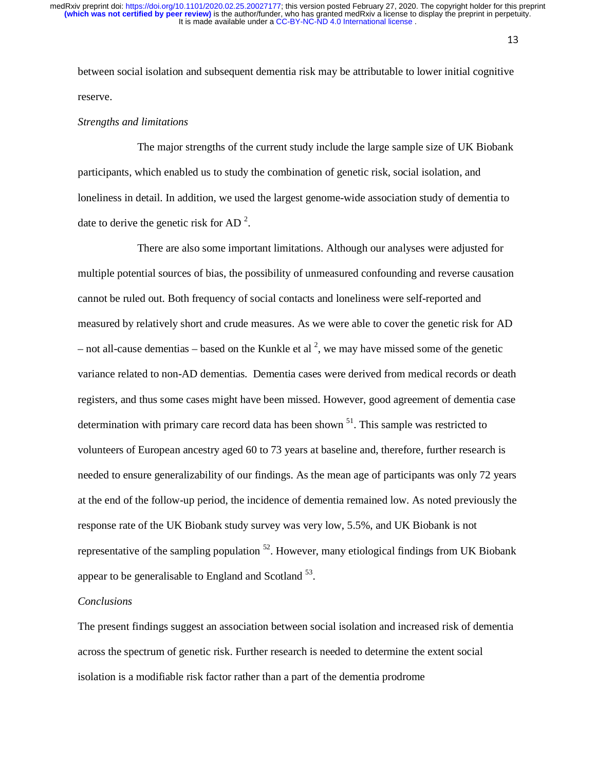between social isolation and subsequent dementia risk may be attributable to lower initial cognitive reserve.

*Strengths and limitations*

The major strengths of the current study include the large sample size of UK Biobank participants, which enabled us to study the combination of genetic risk, social isolation, and loneliness in detail. In addition, we used the largest genome-wide association study of dementia to date to derive the genetic risk for AD [2].

There are also some important limitations. Although our analyses were adjusted for multiple potential sources of bias, the possibility of unmeasured confounding and reverse causation cannot be ruled out. Both frequency of social contacts and loneliness were self-reported and measured by relatively short and crude measures. As we were able to cover the genetic risk for AD – not all-cause dementias – based on the Kunkle et al [2], we may have missed some of the genetic variance related to non-AD dementias. Dementia cases were derived from medical records or death registers, and thus some cases might have been missed. However, good agreement of dementia case determination with primary care record data has been shown [51]. This sample was restricted to volunteers of European ancestry aged 60 to 73 years at baseline and, therefore, further research is needed to ensure generalizability of our findings. As the mean age of participants was only 72 years at the end of the follow-up period, the incidence of dementia remained low. As noted previously the response rate of the UK Biobank study survey was very low, 5.5%, and UK Biobank is not representative of the sampling population [52]. However, many etiological findings from UK Biobank appear to be generalisable to England and Scotland [53].

*Conclusions*

The present findings suggest an association between social isolation and increased risk of dementia across the spectrum of genetic risk. Further research is needed to determine the extent social isolation is a modifiable risk factor rather than a part of the dementia prodrome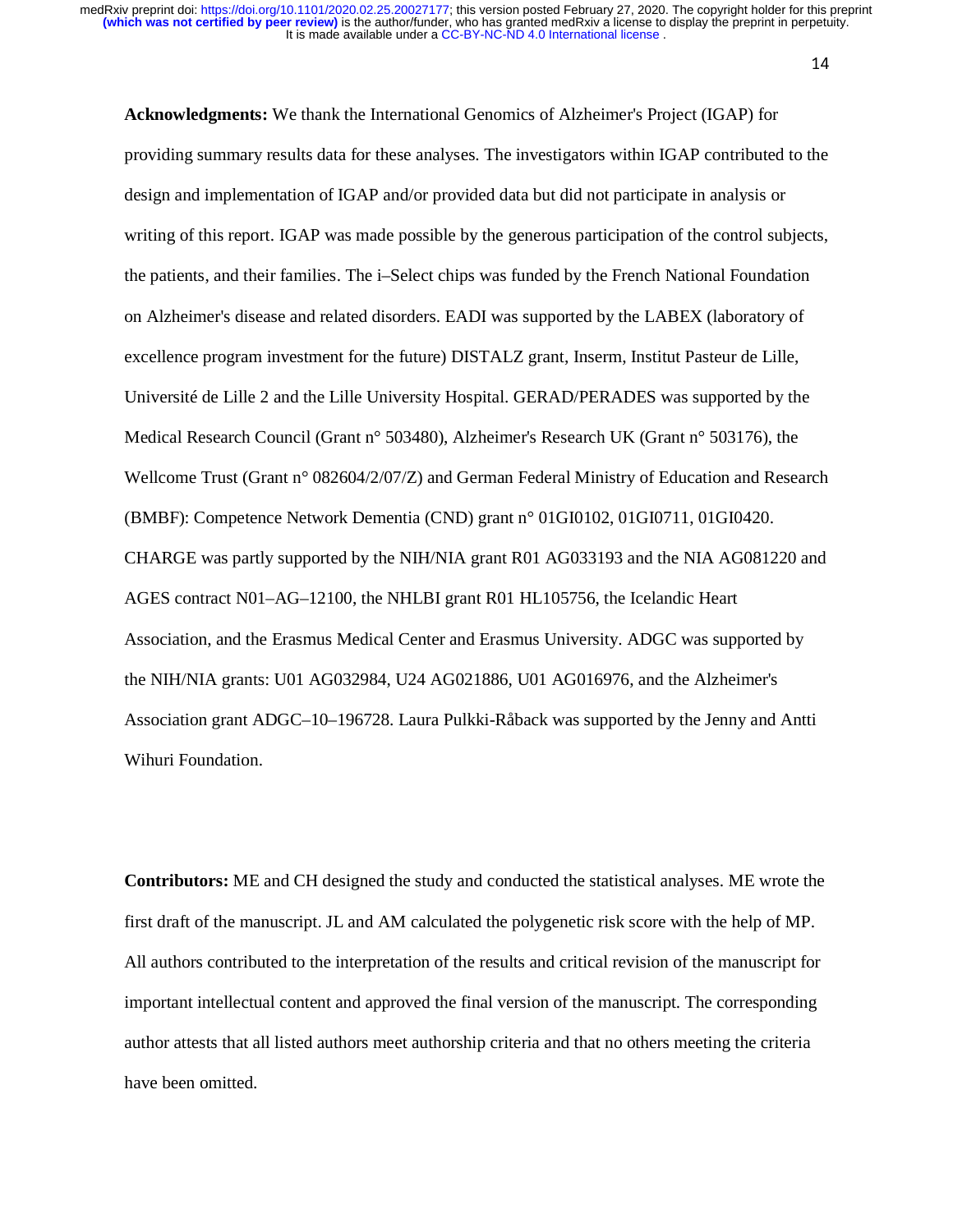**Acknowledgments:** We thank the International Genomics of Alzheimer's Project (IGAP) for providing summary results data for these analyses. The investigators within IGAP contributed to the design and implementation of IGAP and/or provided data but did not participate in analysis or writing of this report. IGAP was made possible by the generous participation of the control subjects, the patients, and their families. The i–Select chips was funded by the French National Foundation on Alzheimer's disease and related disorders. EADI was supported by the LABEX (laboratory of excellence program investment for the future) DISTALZ grant, Inserm, Institut Pasteur de Lille, Université de Lille 2 and the Lille University Hospital. GERAD/PERADES was supported by the Medical Research Council (Grant n° 503480), Alzheimer's Research UK (Grant n° 503176), the Wellcome Trust (Grant n° 082604/2/07/Z) and German Federal Ministry of Education and Research (BMBF): Competence Network Dementia (CND) grant n° 01GI0102, 01GI0711, 01GI0420. CHARGE was partly supported by the NIH/NIA grant R01 AG033193 and the NIA AG081220 and AGES contract N01–AG–12100, the NHLBI grant R01 HL105756, the Icelandic Heart Association, and the Erasmus Medical Center and Erasmus University. ADGC was supported by the NIH/NIA grants: U01 AG032984, U24 AG021886, U01 AG016976, and the Alzheimer's Association grant ADGC–10–196728. Laura Pulkki-Råback was supported by the Jenny and Antti Wihuri Foundation.

**Contributors:** ME and CH designed the study and conducted the statistical analyses. ME wrote the first draft of the manuscript. JL and AM calculated the polygenetic risk score with the help of MP. All authors contributed to the interpretation of the results and critical revision of the manuscript for important intellectual content and approved the final version of the manuscript. The corresponding author attests that all listed authors meet authorship criteria and that no others meeting the criteria have been omitted.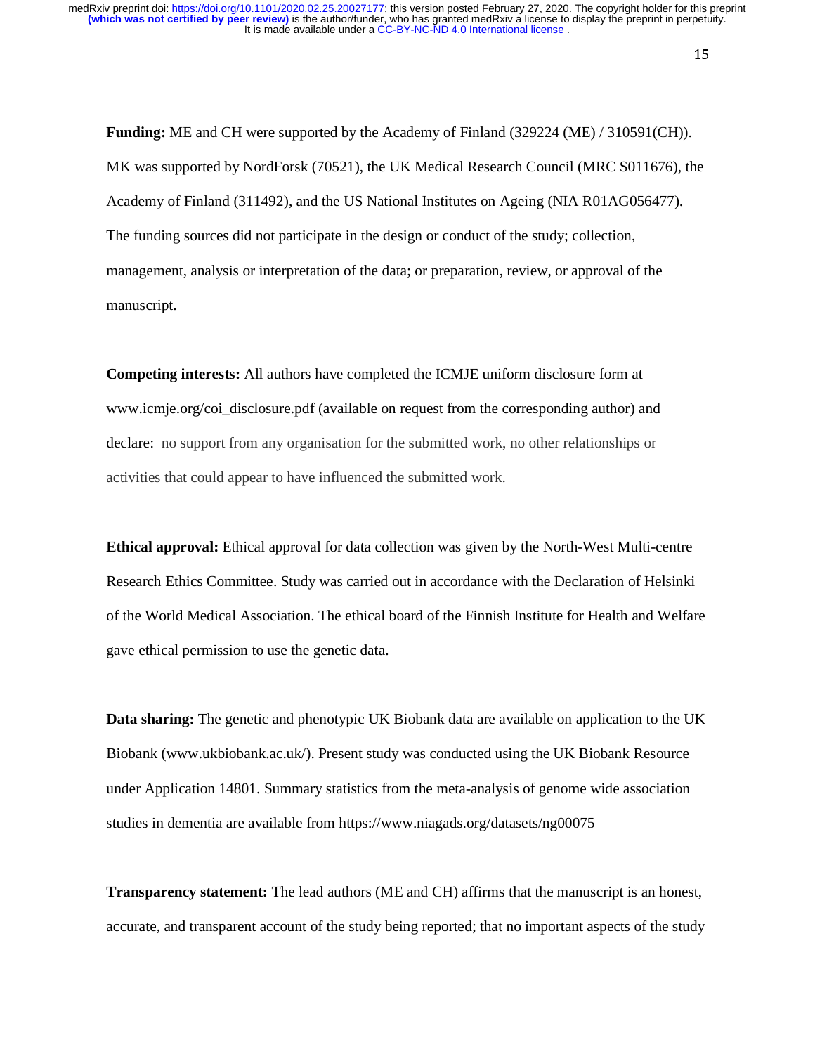**Funding:** ME and CH were supported by the Academy of Finland (329224 (ME) / 310591(CH)). MK was supported by NordForsk (70521), the UK Medical Research Council (MRC S011676), the Academy of Finland (311492), and the US National Institutes on Ageing (NIA R01AG056477). The funding sources did not participate in the design or conduct of the study; collection, management, analysis or interpretation of the data; or preparation, review, or approval of the manuscript.

**Competing interests:** All authors have completed the ICMJE uniform disclosure form at www.icmje.org/coi_disclosure.pdf (available on request from the corresponding author) and declare: no support from any organisation for the submitted work, no other relationships or activities that could appear to have influenced the submitted work.

**Ethical approval:** Ethical approval for data collection was given by the North-West Multi-centre Research Ethics Committee. Study was carried out in accordance with the Declaration of Helsinki of the World Medical Association. The ethical board of the Finnish Institute for Health and Welfare gave ethical permission to use the genetic data.

**Data sharing:** The genetic and phenotypic UK Biobank data are available on application to the UK Biobank (www.ukbiobank.ac.uk/). Present study was conducted using the UK Biobank Resource under Application 14801. Summary statistics from the meta-analysis of genome wide association studies in dementia are available from https://www.niagads.org/datasets/ng00075

**Transparency statement:** The lead authors (ME and CH) affirms that the manuscript is an honest, accurate, and transparent account of the study being reported; that no important aspects of the study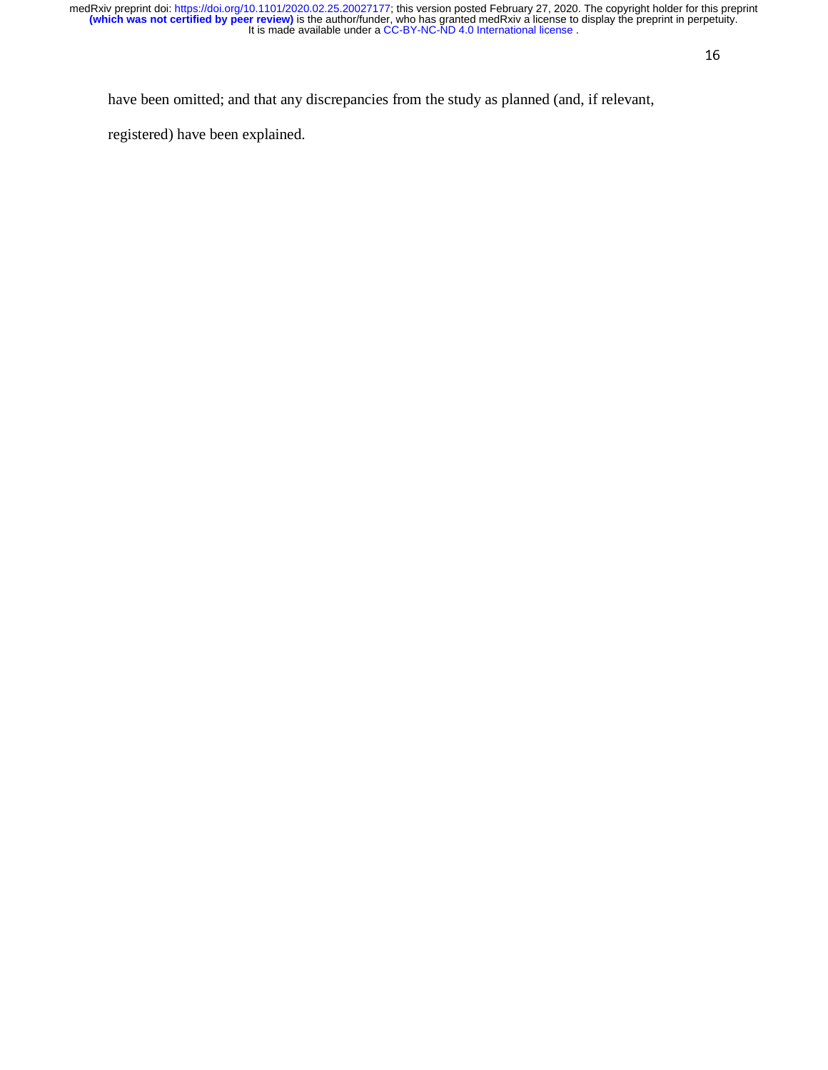have been omitted; and that any discrepancies from the study as planned (and, if relevant, registered) have been explained.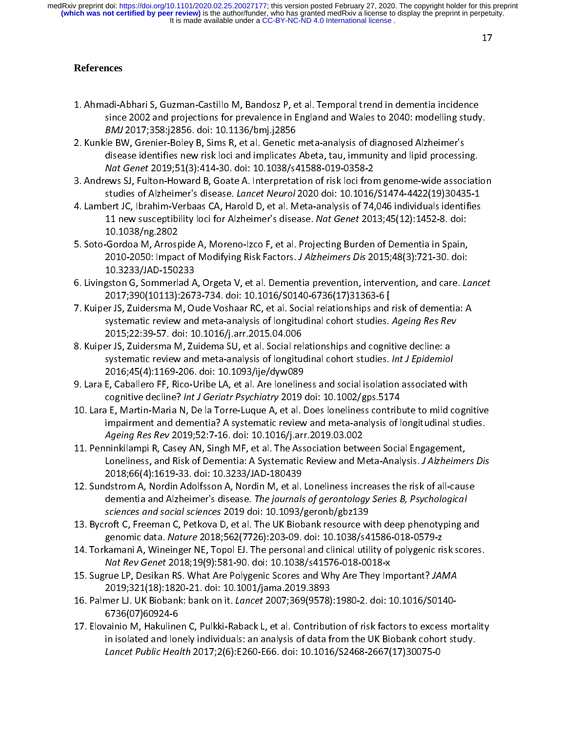## References

1. Ahmadi-Abhari S, Guzman-Castillo M, Bandosz P, et al. Temporal trend in dementia incidence since 2002 and projections for prevalence in England and Wales to 2040: modelling study. *BMJ* 2017;358:j2856. doi: 10.1136/bmj.j2856
2. Kunkle BW, Grenier-Boley B, Sims R, et al. Genetic meta-analysis of diagnosed Alzheimer's disease identifies new risk loci and implicates Abeta, tau, immunity and lipid processing. *Nat Genet* 2019;51(3):414-30. doi: 10.1038/s41588-019-0358-2
3. Andrews SJ, Fulton-Howard B, Goate A. Interpretation of risk loci from genome-wide association studies of Alzheimer's disease. *Lancet Neurol* 2020 doi: 10.1016/S1474-4422(19)30435-1
4. Lambert JC, Ibrahim-Verbaas CA, Harold D, et al. Meta-analysis of 74,046 individuals identifies 11 new susceptibility loci for Alzheimer's disease. *Nat Genet* 2013;45(12):1452-8. doi: 10.1038/ng.2802
5. Soto-Gordoa M, Arrospide A, Moreno-Izco F, et al. Projecting Burden of Dementia in Spain, 2010-2050: Impact of Modifying Risk Factors. *J Alzheimers Dis* 2015;48(3):721-30. doi: 10.3233/JAD-150233
6. Livingston G, Sommerlad A, Orgeta V, et al. Dementia prevention, intervention, and care. *Lancet* 2017;390(10113):2673-734. doi: 10.1016/S0140-6736(17)31363-6 [
7. Kuiper JS, Zuidersma M, Oude Voshaar RC, et al. Social relationships and risk of dementia: A systematic review and meta-analysis of longitudinal cohort studies. *Ageing Res Rev* 2015;22:39-57. doi: 10.1016/j.arr.2015.04.006
8. Kuiper JS, Zuidersma M, Zuidema SU, et al. Social relationships and cognitive decline: a systematic review and meta-analysis of longitudinal cohort studies. *Int J Epidemiol* 2016;45(4):1169-206. doi: 10.1093/ije/dyw089
9. Lara E, Caballero FF, Rico-Uribe LA, et al. Are loneliness and social isolation associated with cognitive decline? *Int J Geriatr Psychiatry* 2019 doi: 10.1002/gps.5174
10. Lara E, Martin-Maria N, De la Torre-Luque A, et al. Does loneliness contribute to mild cognitive impairment and dementia? A systematic review and meta-analysis of longitudinal studies. *Ageing Res Rev* 2019;52:7-16. doi: 10.1016/j.arr.2019.03.002
11. Penninkilampi R, Casey AN, Singh MF, et al. The Association between Social Engagement, Loneliness, and Risk of Dementia: A Systematic Review and Meta-Analysis. *J Alzheimers Dis* 2018;66(4):1619-33. doi: 10.3233/JAD-180439
12. Sundstrom A, Nordin Adolfsson A, Nordin M, et al. Loneliness increases the risk of all-cause dementia and Alzheimer's disease. *The journals of gerontology Series B, Psychological sciences and social sciences* 2019 doi: 10.1093/geronb/gbz139
13. Bycroft C, Freeman C, Petkova D, et al. The UK Biobank resource with deep phenotyping and genomic data. *Nature* 2018;562(7726):203-09. doi: 10.1038/s41586-018-0579-z
14. Torkamani A, Wineinger NE, Topol EJ. The personal and clinical utility of polygenic risk scores. *Nat Rev Genet* 2018;19(9):581-90. doi: 10.1038/s41576-018-0018-x
15. Sugrue LP, Desikan RS. What Are Polygenic Scores and Why Are They Important? *JAMA* 2019;321(18):1820-21. doi: 10.1001/jama.2019.3893
16. Palmer LJ. UK Biobank: bank on it. *Lancet* 2007;369(9578):1980-2. doi: 10.1016/S0140-6736(07)60924-6
17. Elovainio M, Hakulinen C, Pulkki-Raback L, et al. Contribution of risk factors to excess mortality in isolated and lonely individuals: an analysis of data from the UK Biobank cohort study. *Lancet Public Health* 2017;2(6):E260-E66. doi: 10.1016/S2468-2667(17)30075-0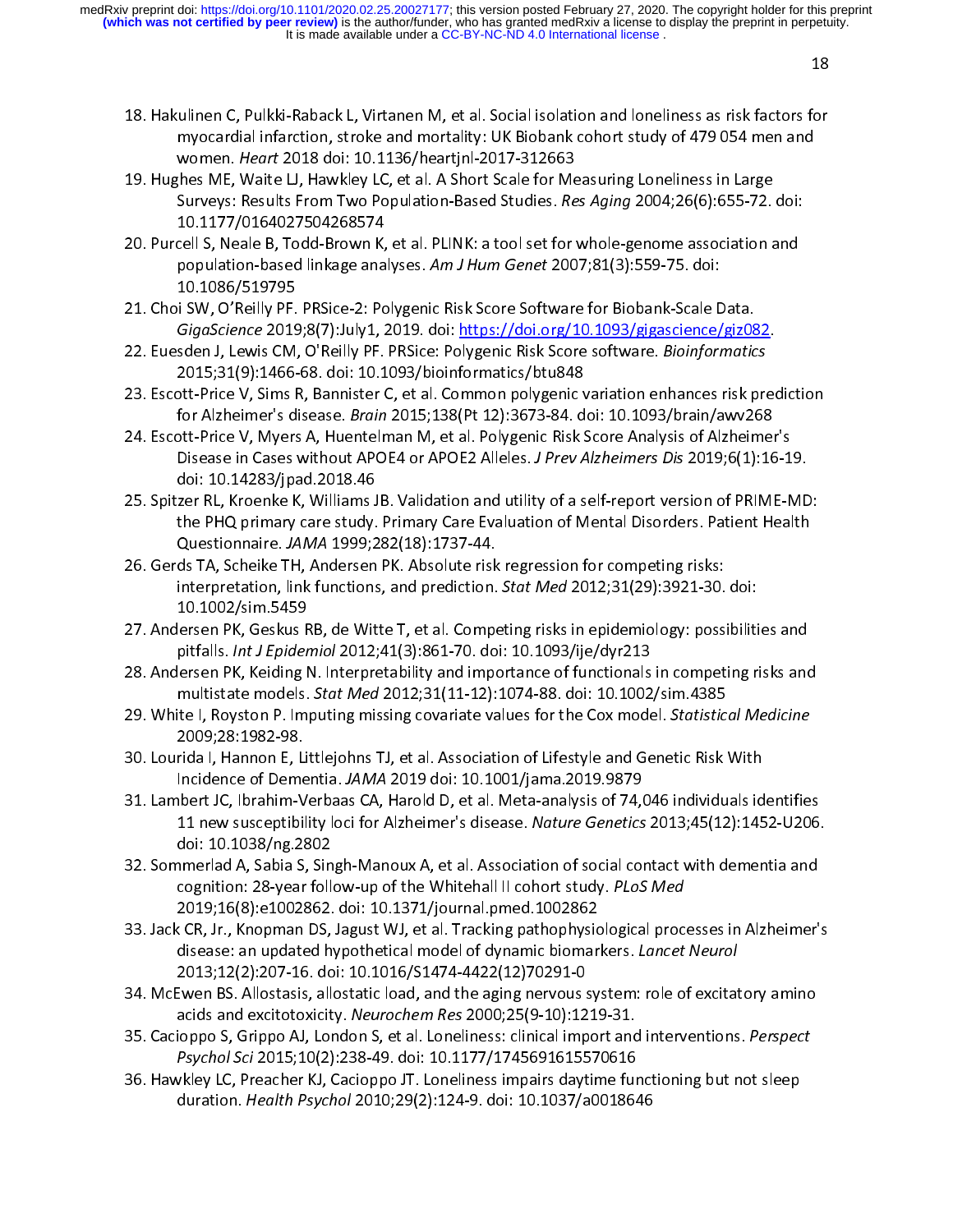18. Hakulinen C, Pulkki-Raback L, Virtanen M, et al. Social isolation and loneliness as risk factors for myocardial infarction, stroke and mortality: UK Biobank cohort study of 479 054 men and women. *Heart* 2018 doi: 10.1136/heartjnl-2017-312663
19. Hughes ME, Waite LJ, Hawkley LC, et al. A Short Scale for Measuring Loneliness in Large Surveys: Results From Two Population-Based Studies. *Res Aging* 2004;26(6):655-72. doi: 10.1177/0164027504268574
20. Purcell S, Neale B, Todd-Brown K, et al. PLINK: a tool set for whole-genome association and population-based linkage analyses. *Am J Hum Genet* 2007;81(3):559-75. doi: 10.1086/519795
21. Choi SW, O'Reilly PF. PRSice-2: Polygenic Risk Score Software for Biobank-Scale Data. *GigaScience* 2019;8(7):July1, 2019. doi: https://doi.org/10.1093/gigascience/giz082.
22. Euesden J, Lewis CM, O'Reilly PF. PRSice: Polygenic Risk Score software. *Bioinformatics* 2015;31(9):1466-68. doi: 10.1093/bioinformatics/btu848
23. Escott-Price V, Sims R, Bannister C, et al. Common polygenic variation enhances risk prediction for Alzheimer's disease. *Brain* 2015;138(Pt 12):3673-84. doi: 10.1093/brain/awv268
24. Escott-Price V, Myers A, Huentelman M, et al. Polygenic Risk Score Analysis of Alzheimer's Disease in Cases without APOE4 or APOE2 Alleles. *J Prev Alzheimers Dis* 2019;6(1):16-19. doi: 10.14283/jpad.2018.46
25. Spitzer RL, Kroenke K, Williams JB. Validation and utility of a self-report version of PRIME-MD: the PHQ primary care study. Primary Care Evaluation of Mental Disorders. Patient Health Questionnaire. *JAMA* 1999;282(18):1737-44.
26. Gerds TA, Scheike TH, Andersen PK. Absolute risk regression for competing risks: interpretation, link functions, and prediction. *Stat Med* 2012;31(29):3921-30. doi: 10.1002/sim.5459
27. Andersen PK, Geskus RB, de Witte T, et al. Competing risks in epidemiology: possibilities and pitfalls. *Int J Epidemiol* 2012;41(3):861-70. doi: 10.1093/ije/dyr213
28. Andersen PK, Keiding N. Interpretability and importance of functionals in competing risks and multistate models. *Stat Med* 2012;31(11-12):1074-88. doi: 10.1002/sim.4385
29. White I, Royston P. Imputing missing covariate values for the Cox model. *Statistical Medicine* 2009;28:1982-98.
30. Lourida I, Hannon E, Littlejohns TJ, et al. Association of Lifestyle and Genetic Risk With Incidence of Dementia. *JAMA* 2019 doi: 10.1001/jama.2019.9879
31. Lambert JC, Ibrahim-Verbaas CA, Harold D, et al. Meta-analysis of 74,046 individuals identifies 11 new susceptibility loci for Alzheimer's disease. *Nature Genetics* 2013;45(12):1452-U206. doi: 10.1038/ng.2802
32. Sommerlad A, Sabia S, Singh-Manoux A, et al. Association of social contact with dementia and cognition: 28-year follow-up of the Whitehall II cohort study. *PLoS Med* 2019;16(8):e1002862. doi: 10.1371/journal.pmed.1002862
33. Jack CR, Jr., Knopman DS, Jagust WJ, et al. Tracking pathophysiological processes in Alzheimer's disease: an updated hypothetical model of dynamic biomarkers. *Lancet Neurol* 2013;12(2):207-16. doi: 10.1016/S1474-4422(12)70291-0
34. McEwen BS. Allostasis, allostatic load, and the aging nervous system: role of excitatory amino acids and excitotoxicity. *Neurochem Res* 2000;25(9-10):1219-31.
35. Cacioppo S, Grippo AJ, London S, et al. Loneliness: clinical import and interventions. *Perspect Psychol Sci* 2015;10(2):238-49. doi: 10.1177/1745691615570616
36. Hawkley LC, Preacher KJ, Cacioppo JT. Loneliness impairs daytime functioning but not sleep duration. *Health Psychol* 2010;29(2):124-9. doi: 10.1037/a0018646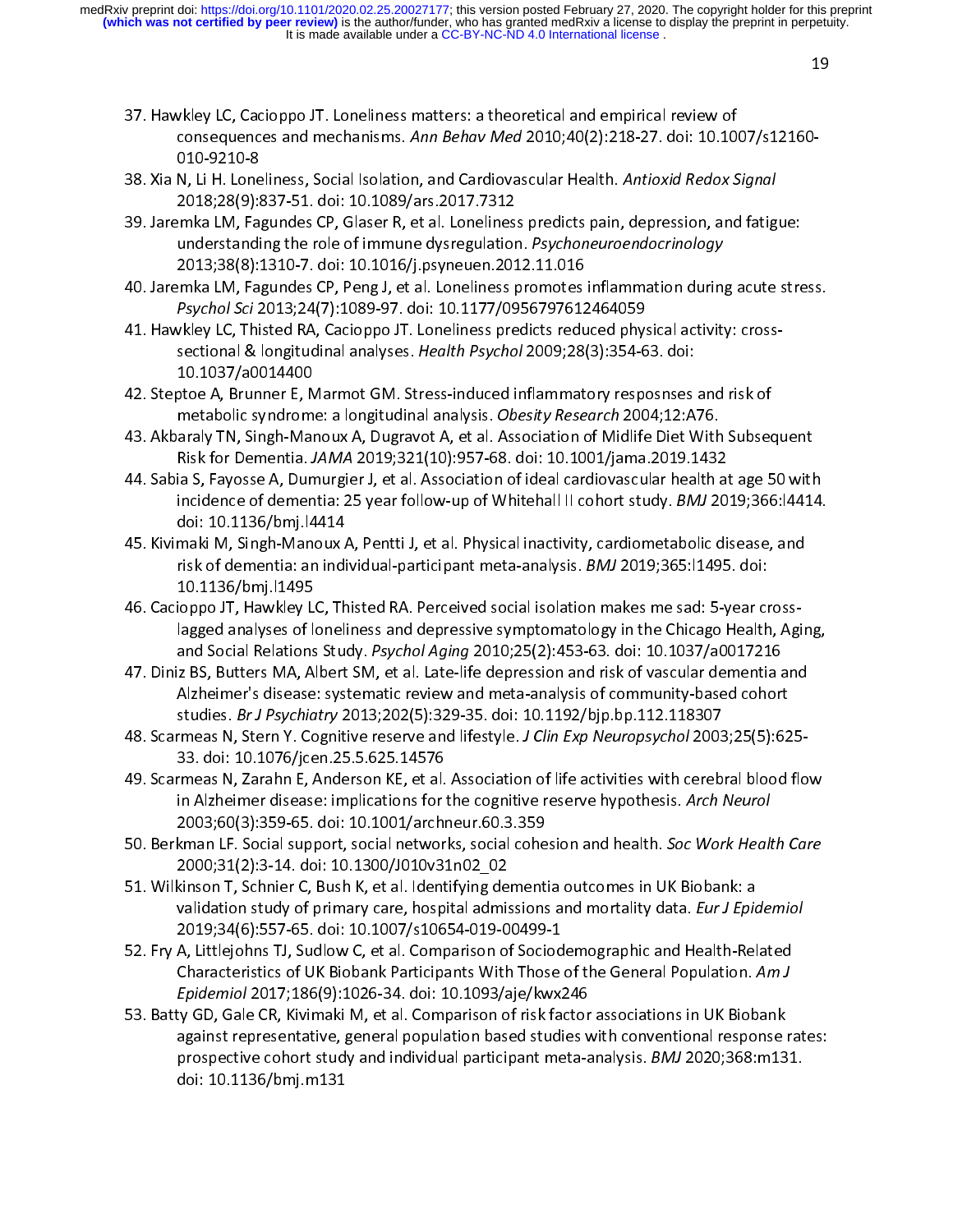37. Hawkley LC, Cacioppo JT. Loneliness matters: a theoretical and empirical review of consequences and mechanisms. *Ann Behav Med* 2010;40(2):218-27. doi: 10.1007/s12160-010-9210-8
38. Xia N, Li H. Loneliness, Social Isolation, and Cardiovascular Health. *Antioxid Redox Signal* 2018;28(9):837-51. doi: 10.1089/ars.2017.7312
39. Jaremka LM, Fagundes CP, Glaser R, et al. Loneliness predicts pain, depression, and fatigue: understanding the role of immune dysregulation. *Psychoneuroendocrinology* 2013;38(8):1310-7. doi: 10.1016/j.psyneuen.2012.11.016
40. Jaremka LM, Fagundes CP, Peng J, et al. Loneliness promotes inflammation during acute stress. *Psychol Sci* 2013;24(7):1089-97. doi: 10.1177/0956797612464059
41. Hawkley LC, Thisted RA, Cacioppo JT. Loneliness predicts reduced physical activity: cross-sectional & longitudinal analyses. *Health Psychol* 2009;28(3):354-63. doi: 10.1037/a0014400
42. Steptoe A, Brunner E, Marmot GM. Stress-induced inflammatory resposnses and risk of metabolic syndrome: a longitudinal analysis. *Obesity Research* 2004;12:A76.
43. Akbaraly TN, Singh-Manoux A, Dugravot A, et al. Association of Midlife Diet With Subsequent Risk for Dementia. *JAMA* 2019;321(10):957-68. doi: 10.1001/jama.2019.1432
44. Sabia S, Fayosse A, Dumurgier J, et al. Association of ideal cardiovascular health at age 50 with incidence of dementia: 25 year follow-up of Whitehall II cohort study. *BMJ* 2019;366:l4414. doi: 10.1136/bmj.l4414
45. Kivimaki M, Singh-Manoux A, Pentti J, et al. Physical inactivity, cardiometabolic disease, and risk of dementia: an individual-participant meta-analysis. *BMJ* 2019;365:l1495. doi: 10.1136/bmj.l1495
46. Cacioppo JT, Hawkley LC, Thisted RA. Perceived social isolation makes me sad: 5-year cross-lagged analyses of loneliness and depressive symptomatology in the Chicago Health, Aging, and Social Relations Study. *Psychol Aging* 2010;25(2):453-63. doi: 10.1037/a0017216
47. Diniz BS, Butters MA, Albert SM, et al. Late-life depression and risk of vascular dementia and Alzheimer's disease: systematic review and meta-analysis of community-based cohort studies. *Br J Psychiatry* 2013;202(5):329-35. doi: 10.1192/bjp.bp.112.118307
48. Scarmeas N, Stern Y. Cognitive reserve and lifestyle. *J Clin Exp Neuropsychol* 2003;25(5):625-33. doi: 10.1076/jcen.25.5.625.14576
49. Scarmeas N, Zarahn E, Anderson KE, et al. Association of life activities with cerebral blood flow in Alzheimer disease: implications for the cognitive reserve hypothesis. *Arch Neurol* 2003;60(3):359-65. doi: 10.1001/archneur.60.3.359
50. Berkman LF. Social support, social networks, social cohesion and health. *Soc Work Health Care* 2000;31(2):3-14. doi: 10.1300/J010v31n02_02
51. Wilkinson T, Schnier C, Bush K, et al. Identifying dementia outcomes in UK Biobank: a validation study of primary care, hospital admissions and mortality data. *Eur J Epidemiol* 2019;34(6):557-65. doi: 10.1007/s10654-019-00499-1
52. Fry A, Littlejohns TJ, Sudlow C, et al. Comparison of Sociodemographic and Health-Related Characteristics of UK Biobank Participants With Those of the General Population. *Am J Epidemiol* 2017;186(9):1026-34. doi: 10.1093/aje/kwx246
53. Batty GD, Gale CR, Kivimaki M, et al. Comparison of risk factor associations in UK Biobank against representative, general population based studies with conventional response rates: prospective cohort study and individual participant meta-analysis. *BMJ* 2020;368:m131. doi: 10.1136/bmj.m131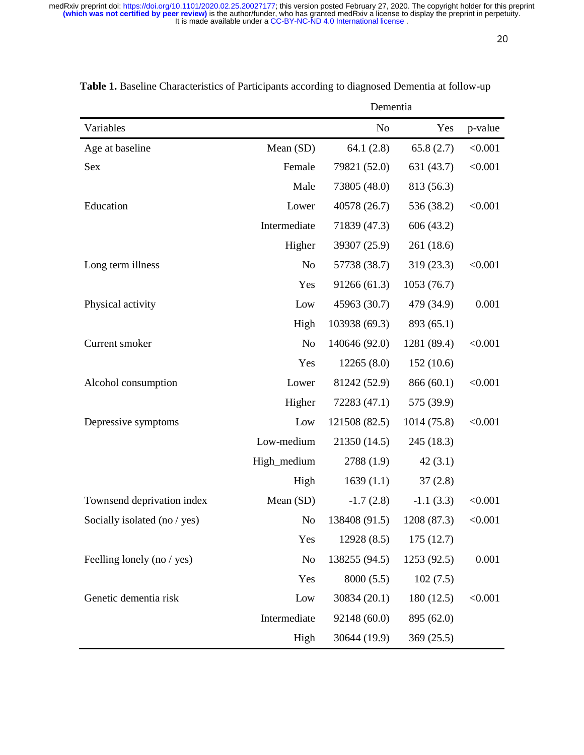**Table 1.** Baseline Characteristics of Participants according to diagnosed Dementia at follow-up

| | | Dementia | | |
|---|---|---|---|---|
| Variables | | No | Yes | p-value |
| Age at baseline | Mean (SD) | 64.1 (2.8) | 65.8 (2.7) | <0.001 |
| Sex | Female | 79821 (52.0) | 631 (43.7) | <0.001 |
| | Male | 73805 (48.0) | 813 (56.3) | |
| Education | Lower | 40578 (26.7) | 536 (38.2) | <0.001 |
| | Intermediate | 71839 (47.3) | 606 (43.2) | |
| | Higher | 39307 (25.9) | 261 (18.6) | |
| Long term illness | No | 57738 (38.7) | 319 (23.3) | <0.001 |
| | Yes | 91266 (61.3) | 1053 (76.7) | |
| Physical activity | Low | 45963 (30.7) | 479 (34.9) | 0.001 |
| | High | 103938 (69.3) | 893 (65.1) | |
| Current smoker | No | 140646 (92.0) | 1281 (89.4) | <0.001 |
| | Yes | 12265 (8.0) | 152 (10.6) | |
| Alcohol consumption | Lower | 81242 (52.9) | 866 (60.1) | <0.001 |
| | Higher | 72283 (47.1) | 575 (39.9) | |
| Depressive symptoms | Low | 121508 (82.5) | 1014 (75.8) | <0.001 |
| | Low-medium | 21350 (14.5) | 245 (18.3) | |
| | High_medium | 2788 (1.9) | 42 (3.1) | |
| | High | 1639 (1.1) | 37 (2.8) | |
| Townsend deprivation index | Mean (SD) | -1.7 (2.8) | -1.1 (3.3) | <0.001 |
| Socially isolated (no / yes) | No | 138408 (91.5) | 1208 (87.3) | <0.001 |
| | Yes | 12928 (8.5) | 175 (12.7) | |
| Feelling lonely (no / yes) | No | 138255 (94.5) | 1253 (92.5) | 0.001 |
| | Yes | 8000 (5.5) | 102 (7.5) | |
| Genetic dementia risk | Low | 30834 (20.1) | 180 (12.5) | <0.001 |
| | Intermediate | 92148 (60.0) | 895 (62.0) | |
| | High | 30644 (19.9) | 369 (25.5) | |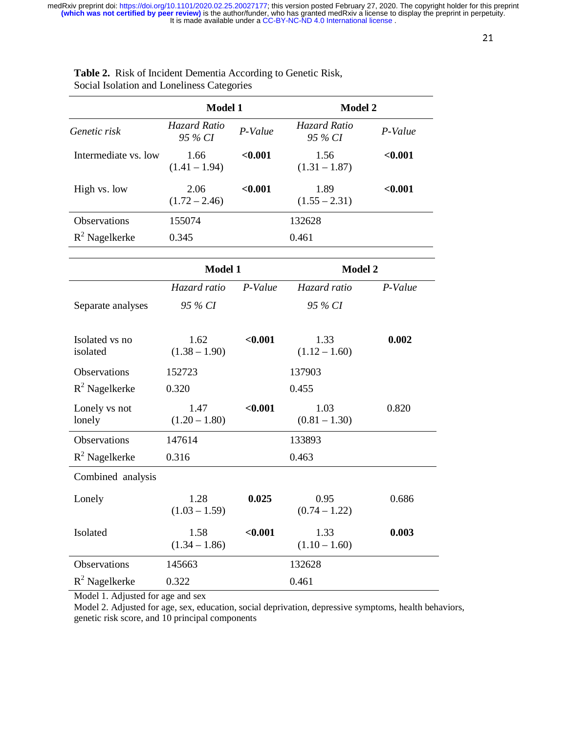**Table 2.** Risk of Incident Dementia According to Genetic Risk, Social Isolation and Loneliness Categories

| | Model 1 | | Model 2 | |
|---|---|---|---|---|
| *Genetic risk* | *Hazard Ratio 95 % CI* | *P-Value* | *Hazard Ratio 95 % CI* | *P-Value* |
| Intermediate vs. low | 1.66 (1.41 – 1.94) | **<0.001** | 1.56 (1.31 – 1.87) | **<0.001** |
| High vs. low | 2.06 (1.72 – 2.46) | **<0.001** | 1.89 (1.55 – 2.31) | **<0.001** |
| Observations | 155074 | | 132628 | |
| $R^2$ Nagelkerke | 0.345 | | 0.461 | |

| | Model 1 | | Model 2 | |
|---|---|---|---|---|
| Separate analyses | *Hazard ratio 95 % CI* | *P-Value* | *Hazard ratio 95 % CI* | *P-Value* |
| Isolated vs no isolated | 1.62 (1.38 – 1.90) | **<0.001** | 1.33 (1.12 – 1.60) | **0.002** |
| Observations | 152723 | | 137903 | |
| $R^2$ Nagelkerke | 0.320 | | 0.455 | |
| Lonely vs not lonely | 1.47 (1.20 – 1.80) | **<0.001** | 1.03 (0.81 – 1.30) | 0.820 |
| Observations | 147614 | | 133893 | |
| $R^2$ Nagelkerke | 0.316 | | 0.463 | |
| Combined analysis | | | | |
| Lonely | 1.28 (1.03 – 1.59) | **0.025** | 0.95 (0.74 – 1.22) | 0.686 |
| Isolated | 1.58 (1.34 – 1.86) | **<0.001** | 1.33 (1.10 – 1.60) | **0.003** |
| Observations | 145663 | | 132628 | |
| $R^2$ Nagelkerke | 0.322 | | 0.461 | |

Model 1. Adjusted for age and sex
Model 2. Adjusted for age, sex, education, social deprivation, depressive symptoms, health behaviors, genetic risk score, and 10 principal components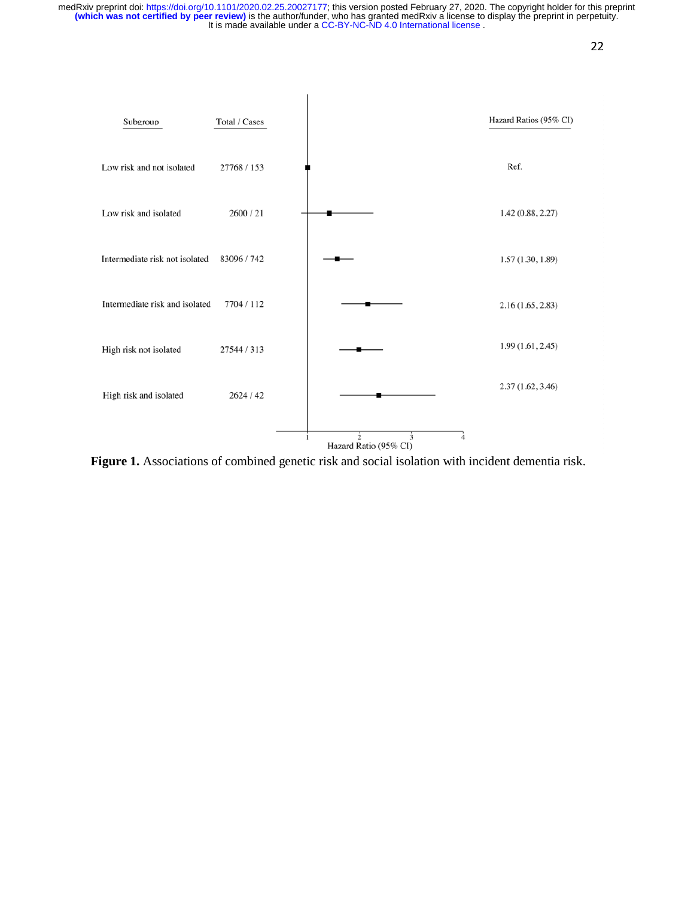| Subgroup | Total / Cases | Hazard Ratios (95% CI) |
| --- | --- | --- |
| Low risk and not isolated | 27768 / 153 | Ref. |
| Low risk and isolated | 2600 / 21 | 1.42 (0.88, 2.27) |
| Intermediate risk not isolated | 83096 / 742 | 1.57 (1.30, 1.89) |
| Intermediate risk and isolated | 7704 / 112 | 2.16 (1.65, 2.83) |
| High risk not isolated | 27544 / 313 | 1.99 (1.61, 2.45) |
| High risk and isolated | 2624 / 42 | 2.37 (1.62, 3.46) |

Hazard Ratio (95% CI)

**Figure 1.** Associations of combined genetic risk and social isolation with incident dementia risk.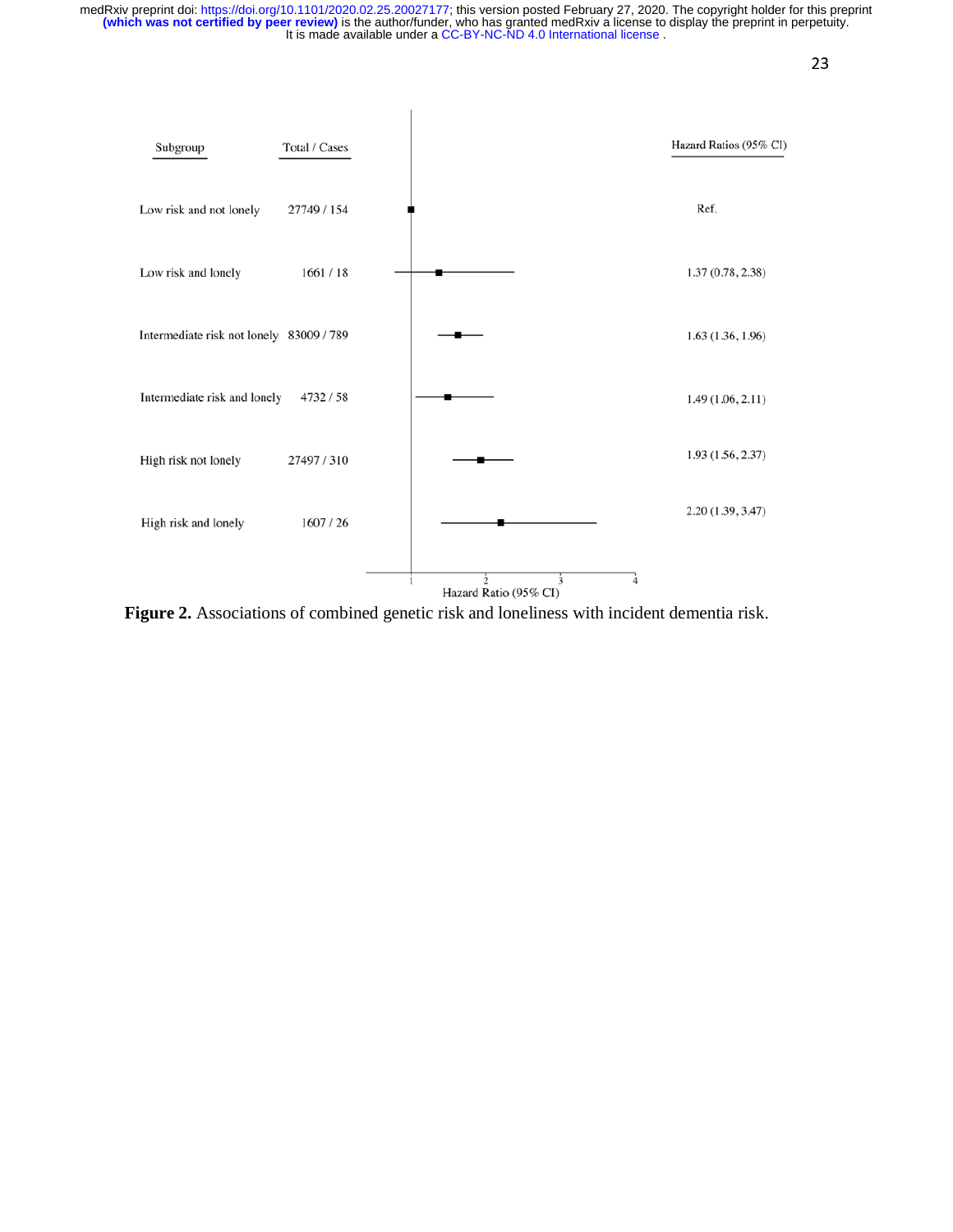| Subgroup | Total / Cases | Hazard Ratios (95% CI) |
|---|---|---|
| Low risk and not lonely | 27749 / 154 | Ref. |
| Low risk and lonely | 1661 / 18 | 1.37 (0.78, 2.38) |
| Intermediate risk not lonely | 83009 / 789 | 1.63 (1.36, 1.96) |
| Intermediate risk and lonely | 4732 / 58 | 1.49 (1.06, 2.11) |
| High risk not lonely | 27497 / 310 | 1.93 (1.56, 2.37) |
| High risk and lonely | 1607 / 26 | 2.20 (1.39, 3.47) |

Hazard Ratio (95% CI)

**Figure 2.** Associations of combined genetic risk and loneliness with incident dementia risk.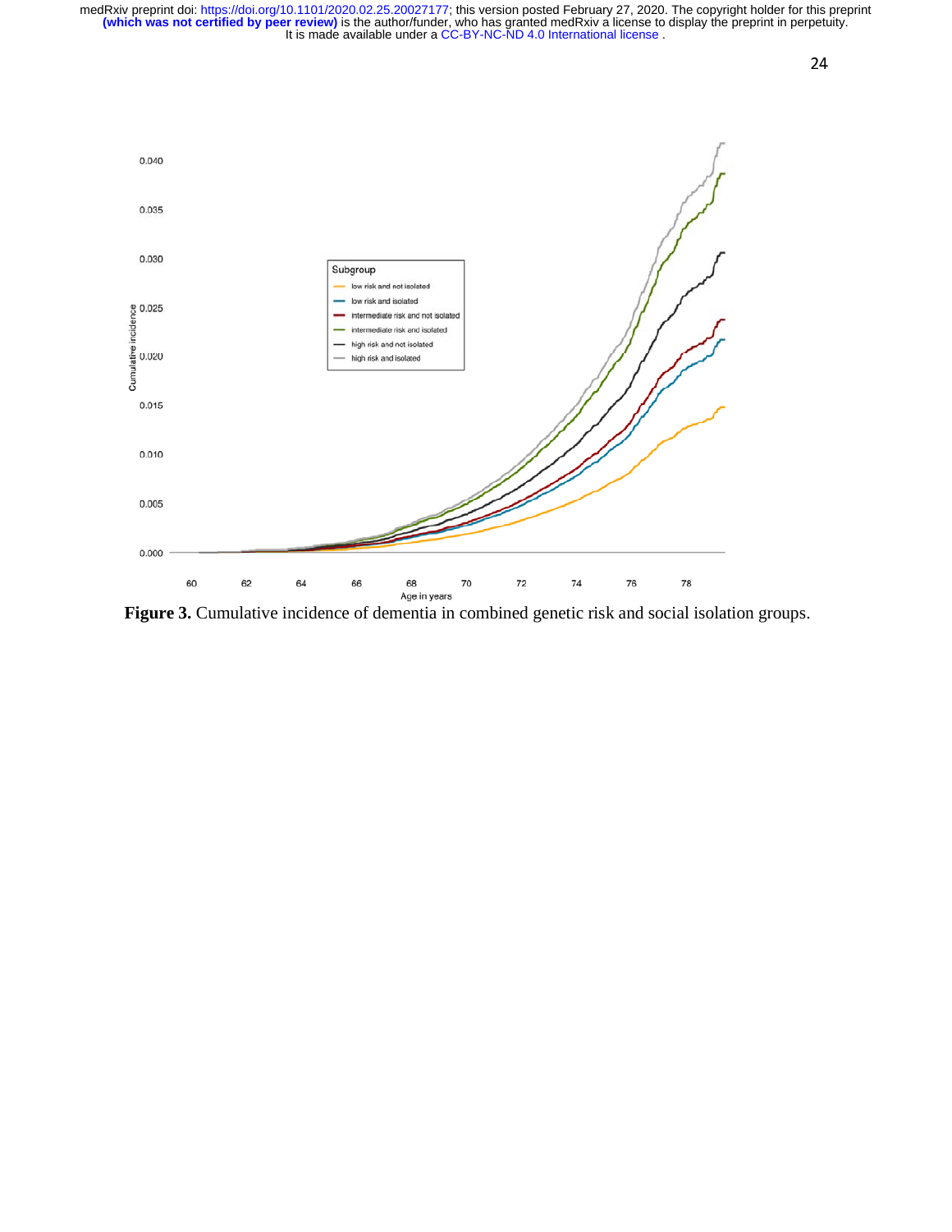**Figure 3.** Cumulative incidence of dementia in combined genetic risk and social isolation groups.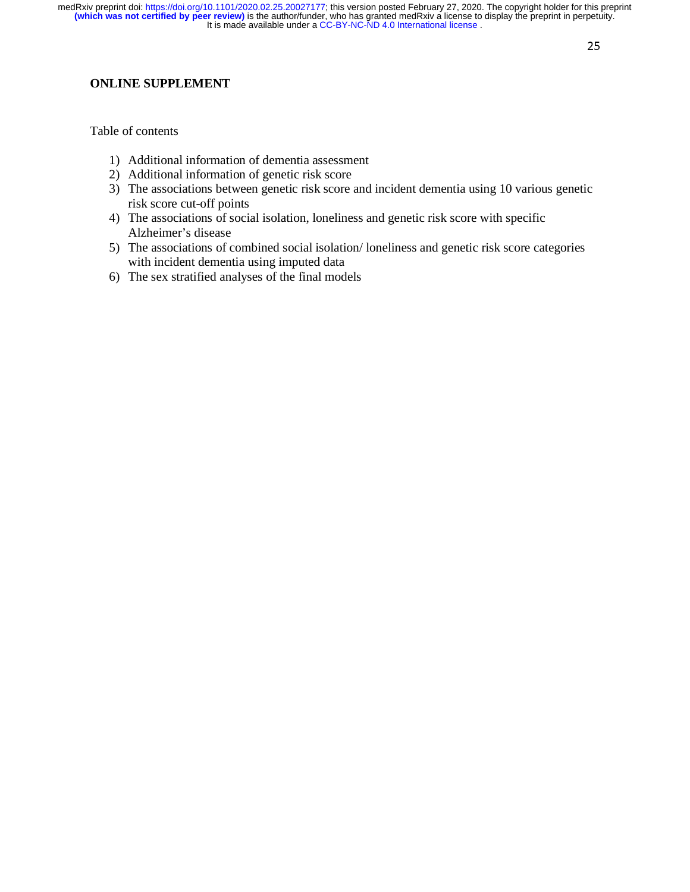## ONLINE SUPPLEMENT

Table of contents

1) Additional information of dementia assessment
2) Additional information of genetic risk score
3) The associations between genetic risk score and incident dementia using 10 various genetic risk score cut-off points
4) The associations of social isolation, loneliness and genetic risk score with specific Alzheimer's disease
5) The associations of combined social isolation/ loneliness and genetic risk score categories with incident dementia using imputed data
6) The sex stratified analyses of the final models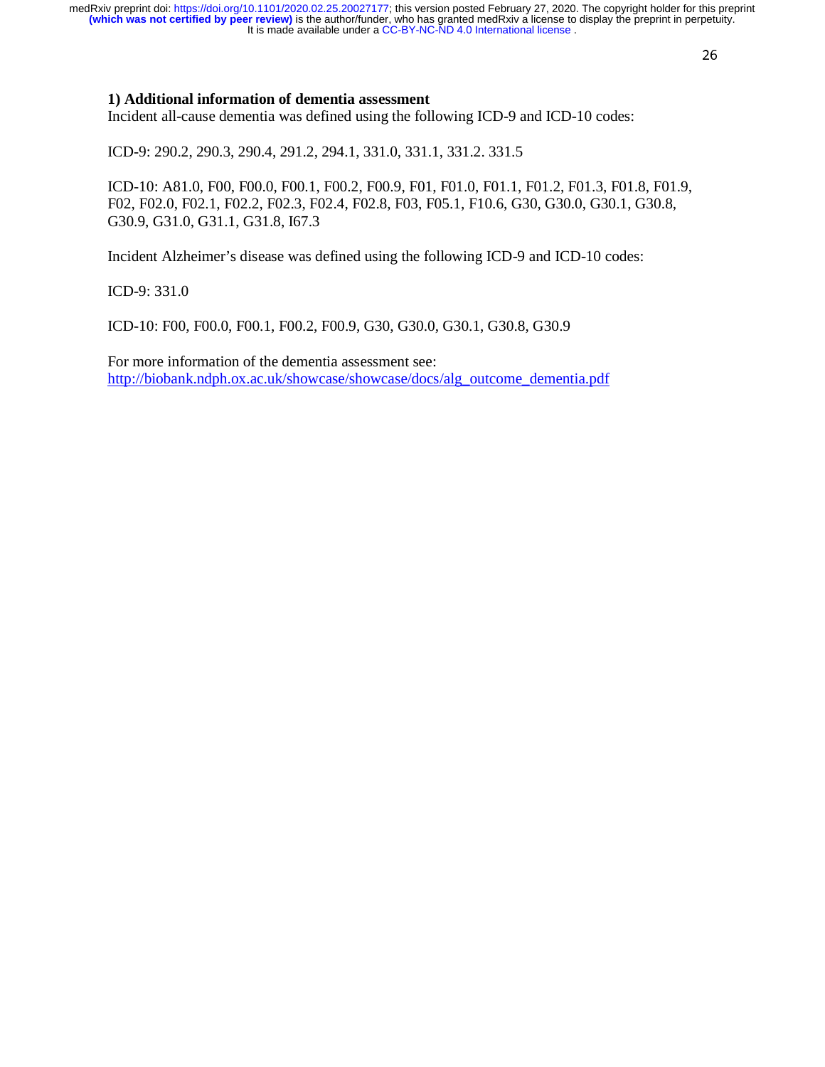**1) Additional information of dementia assessment**

Incident all-cause dementia was defined using the following ICD-9 and ICD-10 codes:

ICD-9: 290.2, 290.3, 290.4, 291.2, 294.1, 331.0, 331.1, 331.2. 331.5

ICD-10: A81.0, F00, F00.0, F00.1, F00.2, F00.9, F01, F01.0, F01.1, F01.2, F01.3, F01.8, F01.9, F02, F02.0, F02.1, F02.2, F02.3, F02.4, F02.8, F03, F05.1, F10.6, G30, G30.0, G30.1, G30.8, G30.9, G31.0, G31.1, G31.8, I67.3

Incident Alzheimer's disease was defined using the following ICD-9 and ICD-10 codes:

ICD-9: 331.0

ICD-10: F00, F00.0, F00.1, F00.2, F00.9, G30, G30.0, G30.1, G30.8, G30.9

For more information of the dementia assessment see:
http://biobank.ndph.ox.ac.uk/showcase/showcase/docs/alg_outcome_dementia.pdf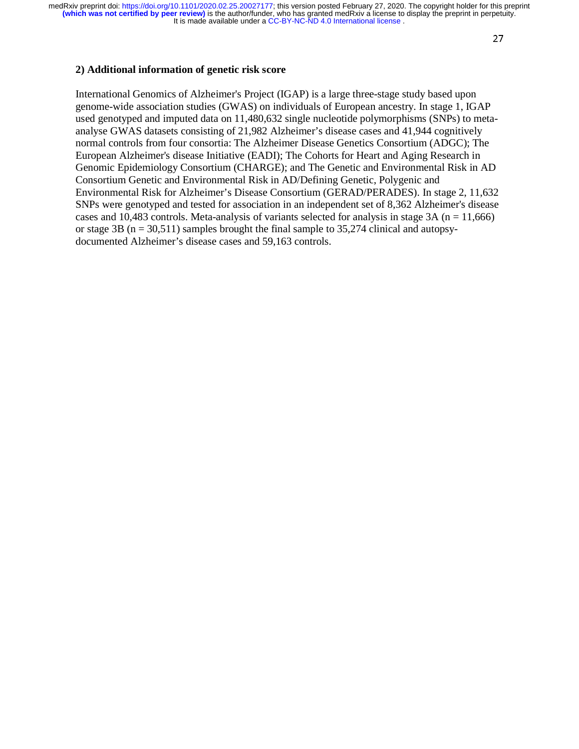## 2) Additional information of genetic risk score

International Genomics of Alzheimer's Project (IGAP) is a large three-stage study based upon genome-wide association studies (GWAS) on individuals of European ancestry. In stage 1, IGAP used genotyped and imputed data on 11,480,632 single nucleotide polymorphisms (SNPs) to meta-analyse GWAS datasets consisting of 21,982 Alzheimer's disease cases and 41,944 cognitively normal controls from four consortia: The Alzheimer Disease Genetics Consortium (ADGC); The European Alzheimer's disease Initiative (EADI); The Cohorts for Heart and Aging Research in Genomic Epidemiology Consortium (CHARGE); and The Genetic and Environmental Risk in AD Consortium Genetic and Environmental Risk in AD/Defining Genetic, Polygenic and Environmental Risk for Alzheimer's Disease Consortium (GERAD/PERADES). In stage 2, 11,632 SNPs were genotyped and tested for association in an independent set of 8,362 Alzheimer's disease cases and 10,483 controls. Meta-analysis of variants selected for analysis in stage 3A (n = 11,666) or stage 3B (n = 30,511) samples brought the final sample to 35,274 clinical and autopsy-documented Alzheimer's disease cases and 59,163 controls.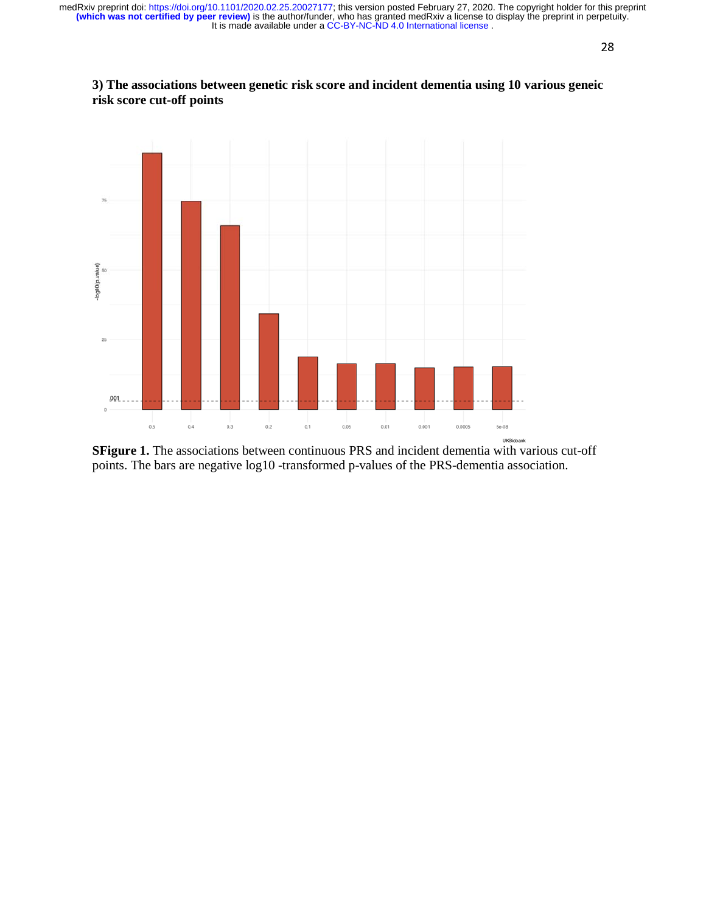### 3) The associations between genetic risk score and incident dementia using 10 various geneic risk score cut-off points

**SFigure 1.** The associations between continuous PRS and incident dementia with various cut-off points. The bars are negative log10 -transformed p-values of the PRS-dementia association.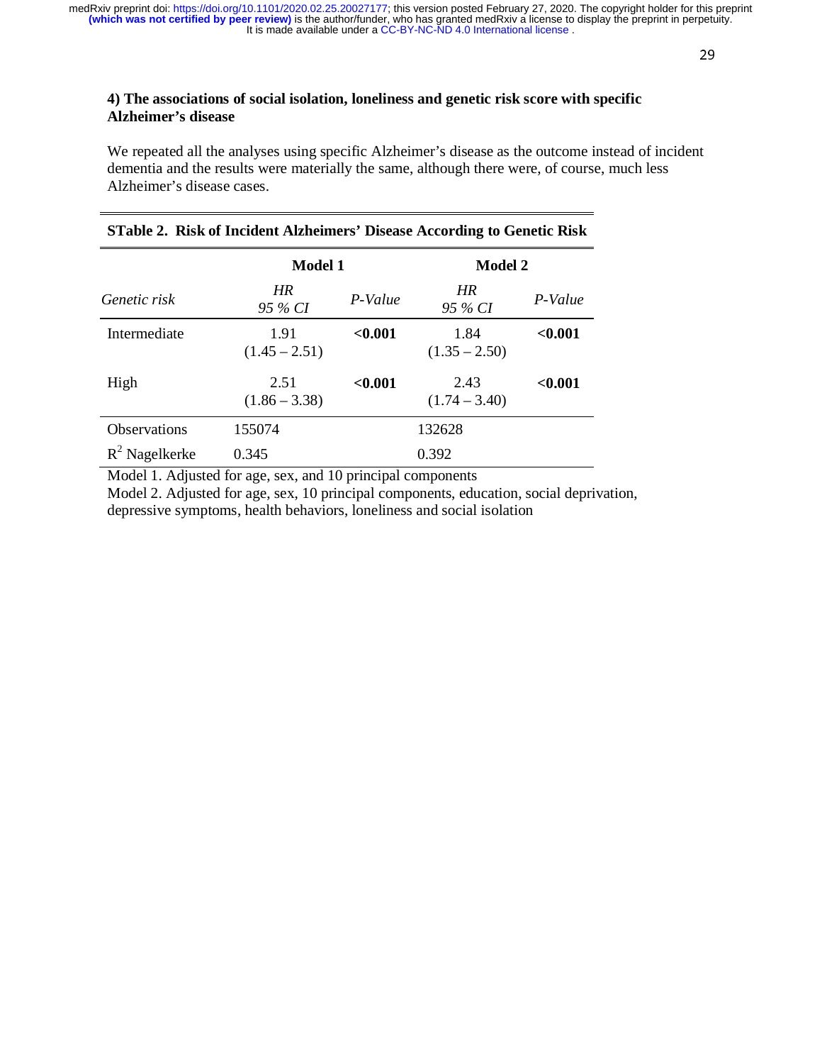**4) The associations of social isolation, loneliness and genetic risk score with specific Alzheimer's disease**

We repeated all the analyses using specific Alzheimer's disease as the outcome instead of incident dementia and the results were materially the same, although there were, of course, much less Alzheimer's disease cases.

**STable 2. Risk of Incident Alzheimers' Disease According to Genetic Risk**

| | **Model 1** | | **Model 2** | |
|---|---|---|---|---|
| *Genetic risk* | *HR 95 % CI* | *P-Value* | *HR 95 % CI* | *P-Value* |
| Intermediate | 1.91 (1.45 – 2.51) | **<0.001** | 1.84 (1.35 – 2.50) | **<0.001** |
| High | 2.51 (1.86 – 3.38) | **<0.001** | 2.43 (1.74 – 3.40) | **<0.001** |
| Observations | 155074 | | 132628 | |
| $R^2$ Nagelkerke | 0.345 | | 0.392 | |

Model 1. Adjusted for age, sex, and 10 principal components
Model 2. Adjusted for age, sex, 10 principal components, education, social deprivation, depressive symptoms, health behaviors, loneliness and social isolation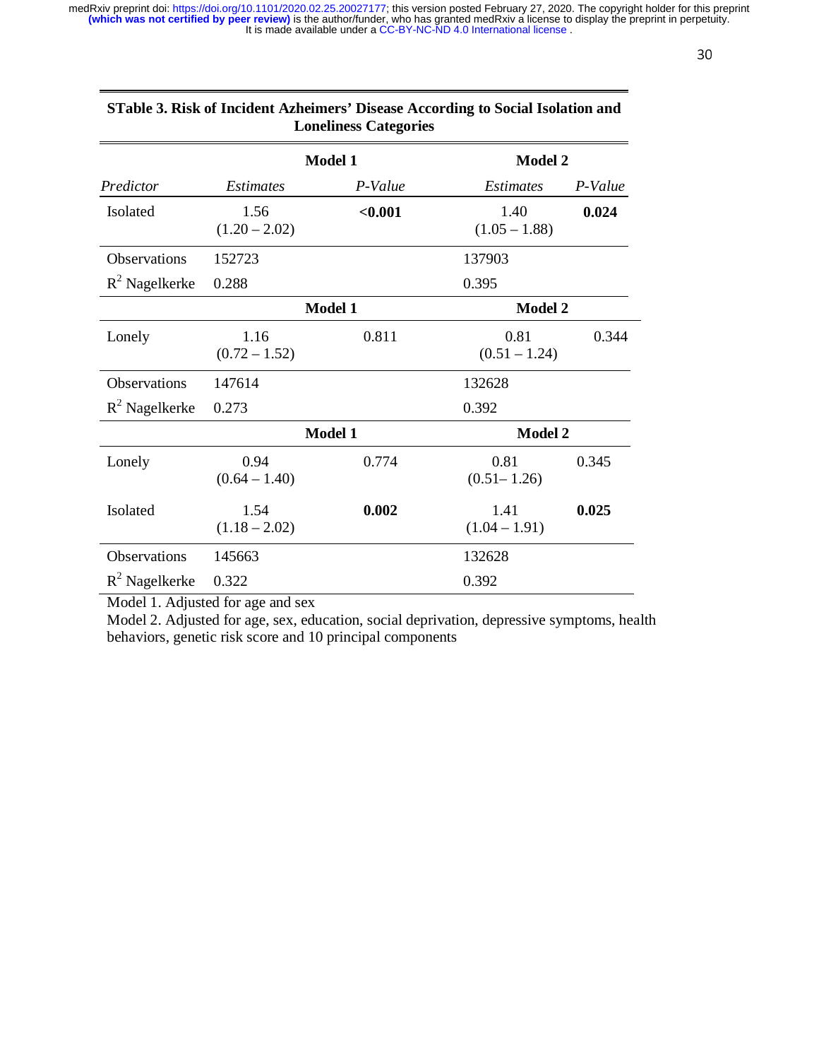**STable 3. Risk of Incident Azheimers' Disease According to Social Isolation and Loneliness Categories**

| | Model 1 | | Model 2 | |
|---|---|---|---|---|
| *Predictor* | *Estimates* | *P-Value* | *Estimates* | *P-Value* |
| Isolated | 1.56 (1.20 – 2.02) | **<0.001** | 1.40 (1.05 – 1.88) | **0.024** |
| Observations | 152723 | | 137903 | |
| $R^2$ Nagelkerke | 0.288 | | 0.395 | |
| | **Model 1** | | **Model 2** | |
| Lonely | 1.16 (0.72 – 1.52) | 0.811 | 0.81 (0.51 – 1.24) | 0.344 |
| Observations | 147614 | | 132628 | |
| $R^2$ Nagelkerke | 0.273 | | 0.392 | |
| | **Model 1** | | **Model 2** | |
| Lonely | 0.94 (0.64 – 1.40) | 0.774 | 0.81 (0.51– 1.26) | 0.345 |
| Isolated | 1.54 (1.18 – 2.02) | **0.002** | 1.41 (1.04 – 1.91) | **0.025** |
| Observations | 145663 | | 132628 | |
| $R^2$ Nagelkerke | 0.322 | | 0.392 | |

Model 1. Adjusted for age and sex
Model 2. Adjusted for age, sex, education, social deprivation, depressive symptoms, health behaviors, genetic risk score and 10 principal components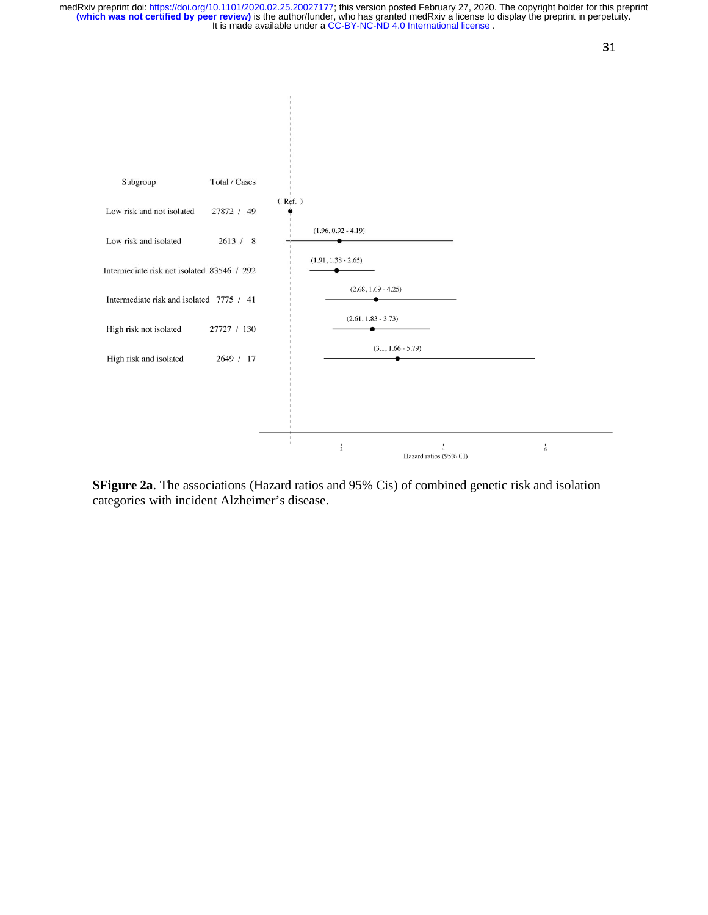| Subgroup | Total / Cases | Hazard ratios (95% CI) |
| --- | --- | --- |
| Low risk and not isolated | 27872 / 49 | ( Ref. ) |
| Low risk and isolated | 2613 / 8 | (1.96, 0.92 - 4.19) |
| Intermediate risk not isolated | 83546 / 292 | (1.91, 1.38 - 2.65) |
| Intermediate risk and isolated | 7775 / 41 | (2.68, 1.69 - 4.25) |
| High risk not isolated | 27727 / 130 | (2.61, 1.83 - 3.73) |
| High risk and isolated | 2649 / 17 | (3.1, 1.66 - 5.79) |

**SFigure 2a**. The associations (Hazard ratios and 95% Cis) of combined genetic risk and isolation categories with incident Alzheimer's disease.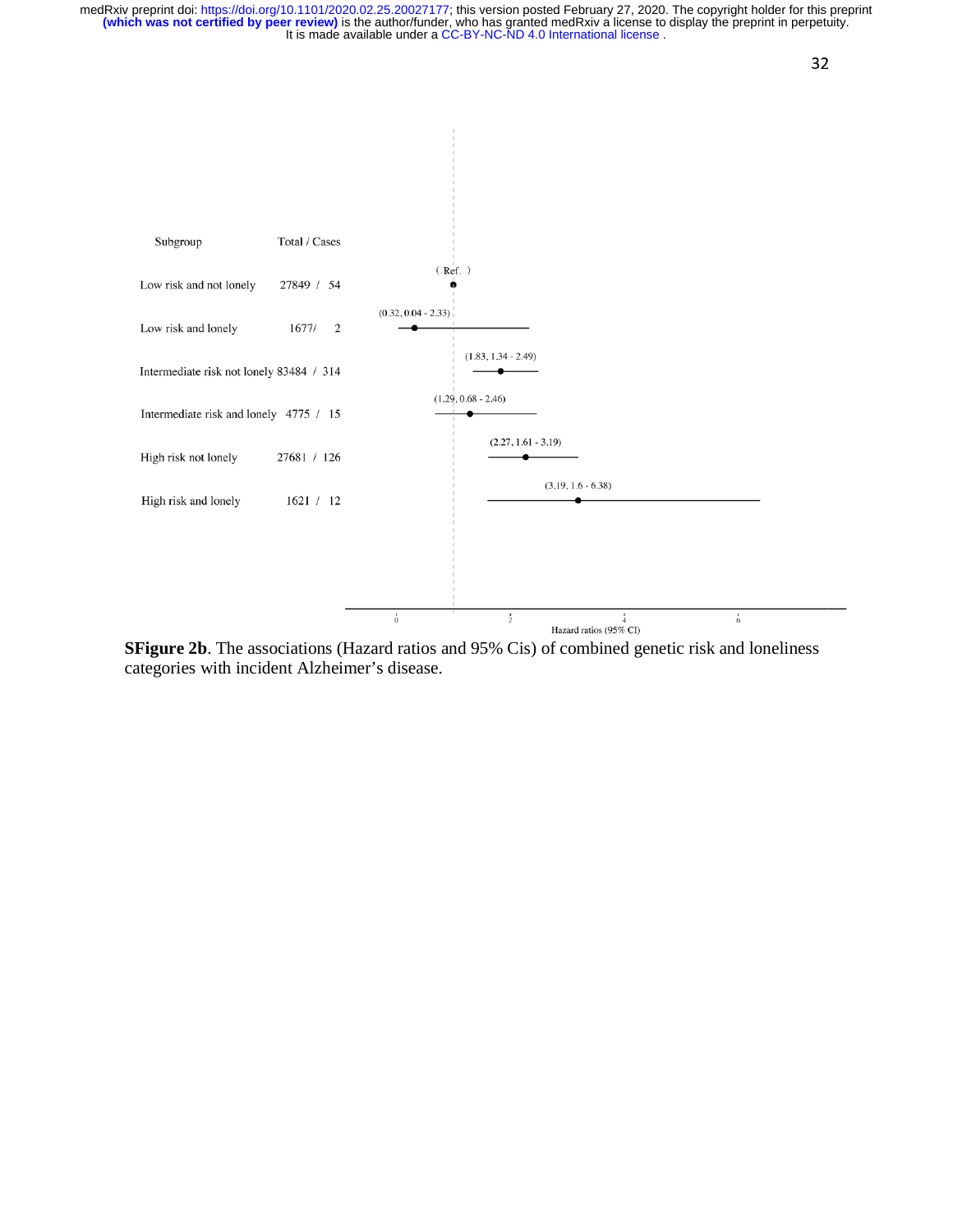| Subgroup | Total / Cases | Hazard ratios (95% CI) |
|---|---|---|
| Low risk and not lonely | 27849 / 54 | (Ref. ) |
| Low risk and lonely | 1677/ 2 | (0.32, 0.04 - 2.33) |
| Intermediate risk not lonely | 83484 / 314 | (1.83, 1.34 - 2.49) |
| Intermediate risk and lonely | 4775 / 15 | (1.29, 0.68 - 2.46) |
| High risk not lonely | 27681 / 126 | (2.27, 1.61 - 3.19) |
| High risk and lonely | 1621 / 12 | (3.19, 1.6 - 6.38) |

**SFigure 2b**. The associations (Hazard ratios and 95% Cis) of combined genetic risk and loneliness categories with incident Alzheimer's disease.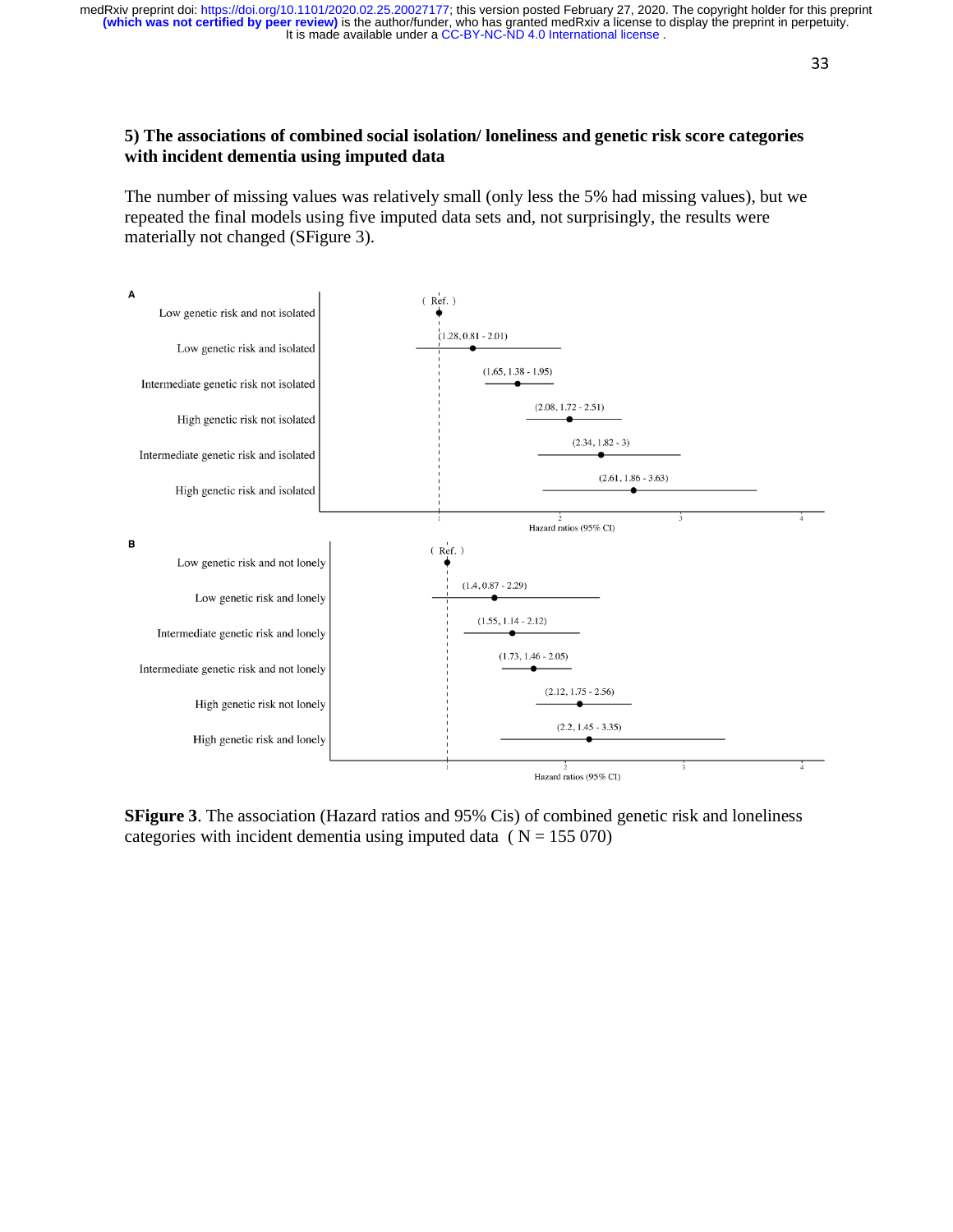### 5) The associations of combined social isolation/ loneliness and genetic risk score categories with incident dementia using imputed data

The number of missing values was relatively small (only less the 5% had missing values), but we repeated the final models using five imputed data sets and, not surprisingly, the results were materially not changed (SFigure 3).

**A**

| Category | Hazard ratio (95% CI) |
|---|---|
| Low genetic risk and not isolated | (Ref.) |
| Low genetic risk and isolated | (1.28, 0.81 - 2.01) |
| Intermediate genetic risk not isolated | (1.65, 1.38 - 1.95) |
| High genetic risk not isolated | (2.08, 1.72 - 2.51) |
| Intermediate genetic risk and isolated | (2.34, 1.82 - 3) |
| High genetic risk and isolated | (2.61, 1.86 - 3.63) |

**B**

| Category | Hazard ratio (95% CI) |
|---|---|
| Low genetic risk and not lonely | (Ref.) |
| Low genetic risk and lonely | (1.4, 0.87 - 2.29) |
| Intermediate genetic risk and lonely | (1.55, 1.14 - 2.12) |
| Intermediate genetic risk and not lonely | (1.73, 1.46 - 2.05) |
| High genetic risk not lonely | (2.12, 1.75 - 2.56) |
| High genetic risk and lonely | (2.2, 1.45 - 3.35) |

**SFigure 3**. The association (Hazard ratios and 95% Cis) of combined genetic risk and loneliness categories with incident dementia using imputed data ( N = 155 070)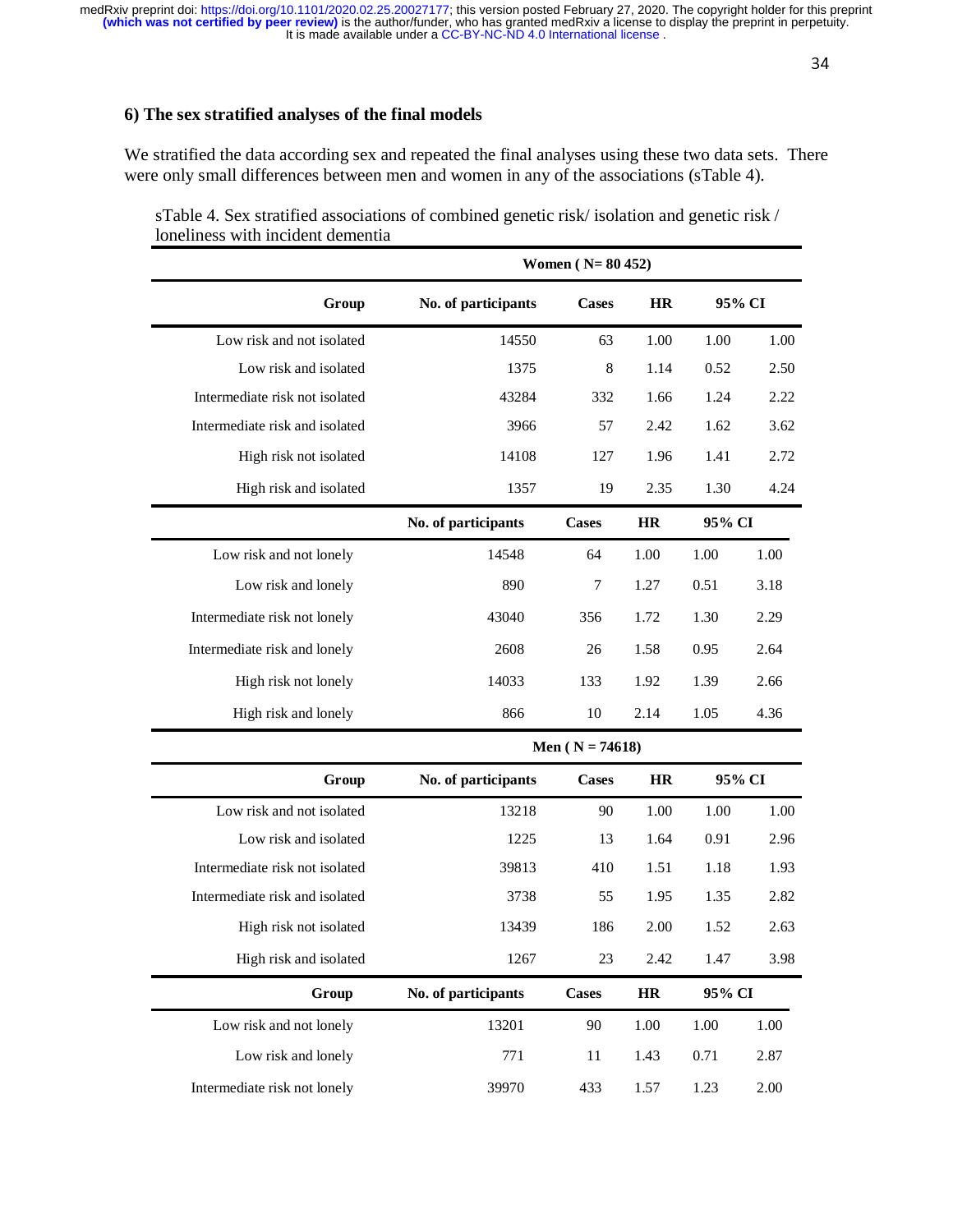### 6) The sex stratified analyses of the final models

We stratified the data according sex and repeated the final analyses using these two data sets. There were only small differences between men and women in any of the associations (sTable 4).

sTable 4. Sex stratified associations of combined genetic risk/ isolation and genetic risk / loneliness with incident dementia

| | Women ( N= 80 452) | | | | |
|---|---|---|---|---|---|
| **Group** | **No. of participants** | **Cases** | **HR** | **95% CI** | |
| Low risk and not isolated | 14550 | 63 | 1.00 | 1.00 | 1.00 |
| Low risk and isolated | 1375 | 8 | 1.14 | 0.52 | 2.50 |
| Intermediate risk not isolated | 43284 | 332 | 1.66 | 1.24 | 2.22 |
| Intermediate risk and isolated | 3966 | 57 | 2.42 | 1.62 | 3.62 |
| High risk not isolated | 14108 | 127 | 1.96 | 1.41 | 2.72 |
| High risk and isolated | 1357 | 19 | 2.35 | 1.30 | 4.24 |
| | **No. of participants** | **Cases** | **HR** | **95% CI** | |
| Low risk and not lonely | 14548 | 64 | 1.00 | 1.00 | 1.00 |
| Low risk and lonely | 890 | 7 | 1.27 | 0.51 | 3.18 |
| Intermediate risk not lonely | 43040 | 356 | 1.72 | 1.30 | 2.29 |
| Intermediate risk and lonely | 2608 | 26 | 1.58 | 0.95 | 2.64 |
| High risk not lonely | 14033 | 133 | 1.92 | 1.39 | 2.66 |
| High risk and lonely | 866 | 10 | 2.14 | 1.05 | 4.36 |
| | **Men ( N = 74618)** | | | | |
| **Group** | **No. of participants** | **Cases** | **HR** | **95% CI** | |
| Low risk and not isolated | 13218 | 90 | 1.00 | 1.00 | 1.00 |
| Low risk and isolated | 1225 | 13 | 1.64 | 0.91 | 2.96 |
| Intermediate risk not isolated | 39813 | 410 | 1.51 | 1.18 | 1.93 |
| Intermediate risk and isolated | 3738 | 55 | 1.95 | 1.35 | 2.82 |
| High risk not isolated | 13439 | 186 | 2.00 | 1.52 | 2.63 |
| High risk and isolated | 1267 | 23 | 2.42 | 1.47 | 3.98 |
| **Group** | **No. of participants** | **Cases** | **HR** | **95% CI** | |
| Low risk and not lonely | 13201 | 90 | 1.00 | 1.00 | 1.00 |
| Low risk and lonely | 771 | 11 | 1.43 | 0.71 | 2.87 |
| Intermediate risk not lonely | 39970 | 433 | 1.57 | 1.23 | 2.00 |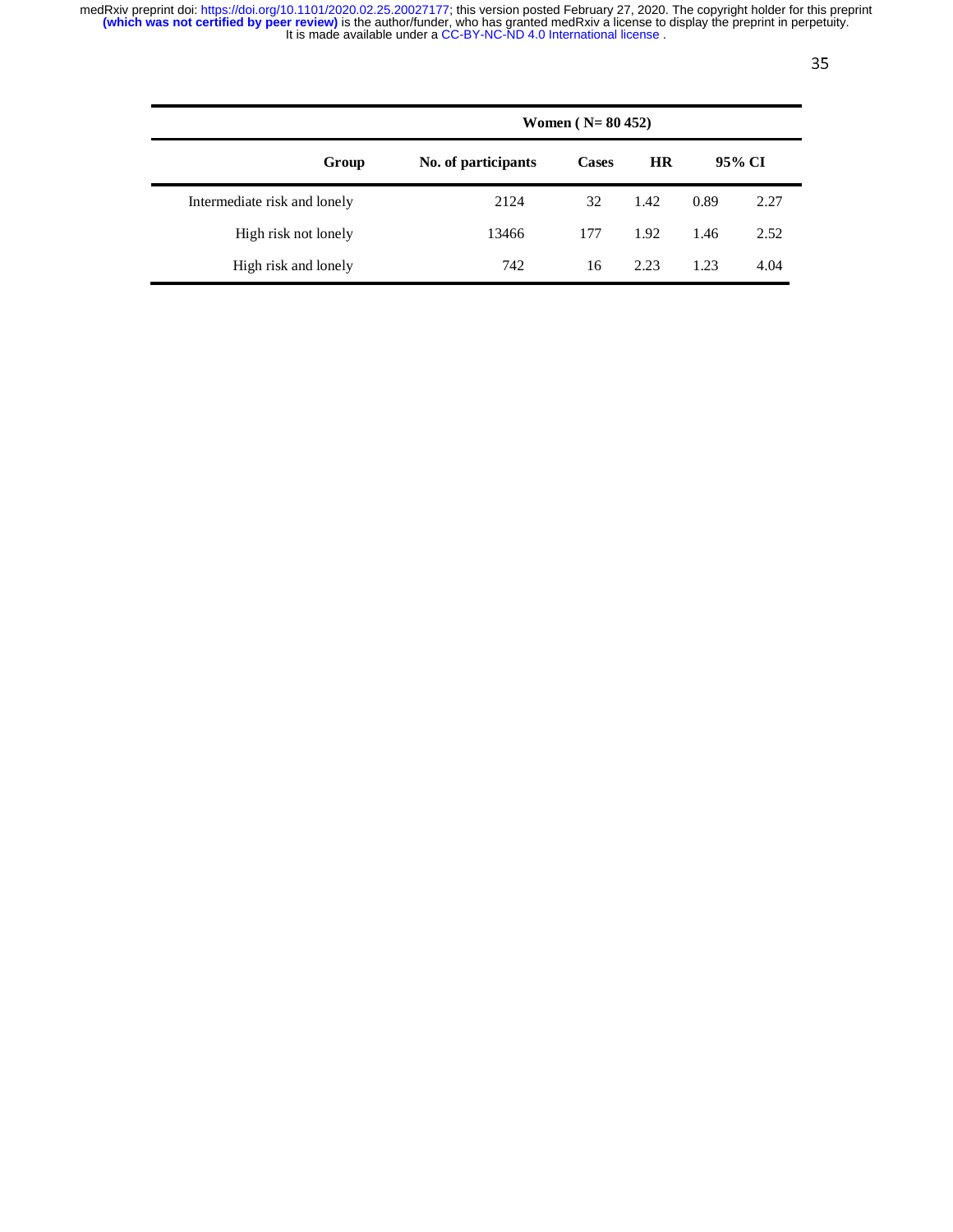| | Women ( N= 80 452) | | | | |
|---|---|---|---|---|---|
| **Group** | **No. of participants** | **Cases** | **HR** | **95% CI** | |
| Intermediate risk and lonely | 2124 | 32 | 1.42 | 0.89 | 2.27 |
| High risk not lonely | 13466 | 177 | 1.92 | 1.46 | 2.52 |
| High risk and lonely | 742 | 16 | 2.23 | 1.23 | 4.04 |